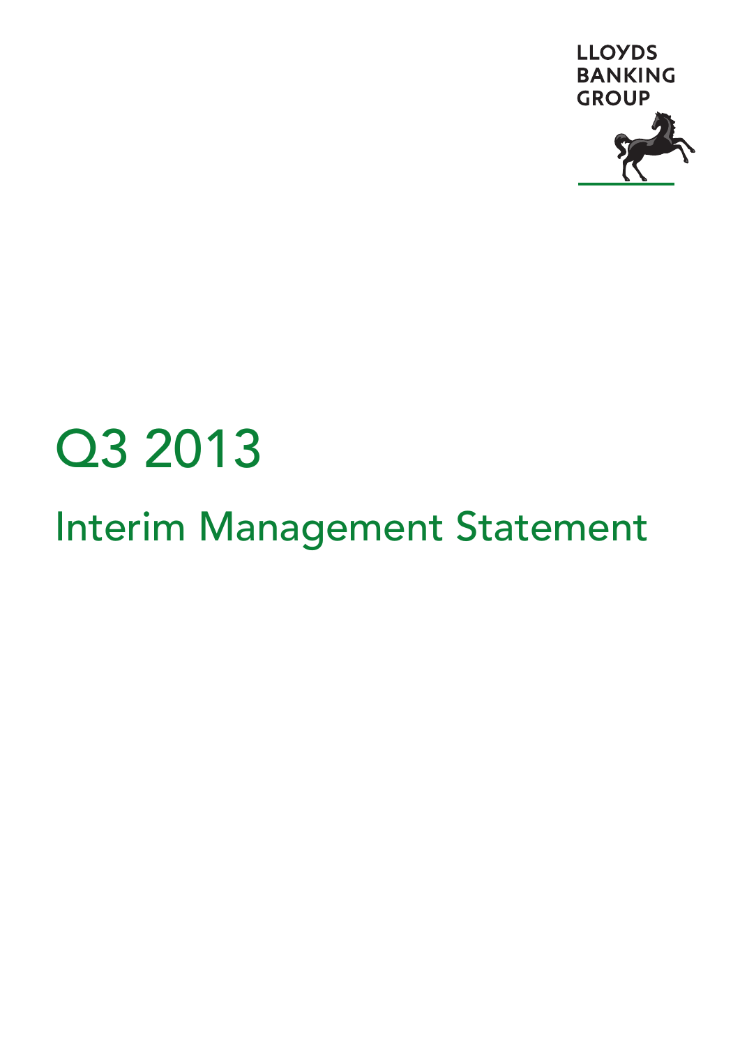LLOYDS BANKING GROUP

# Q3 2013

## Interim Management Statement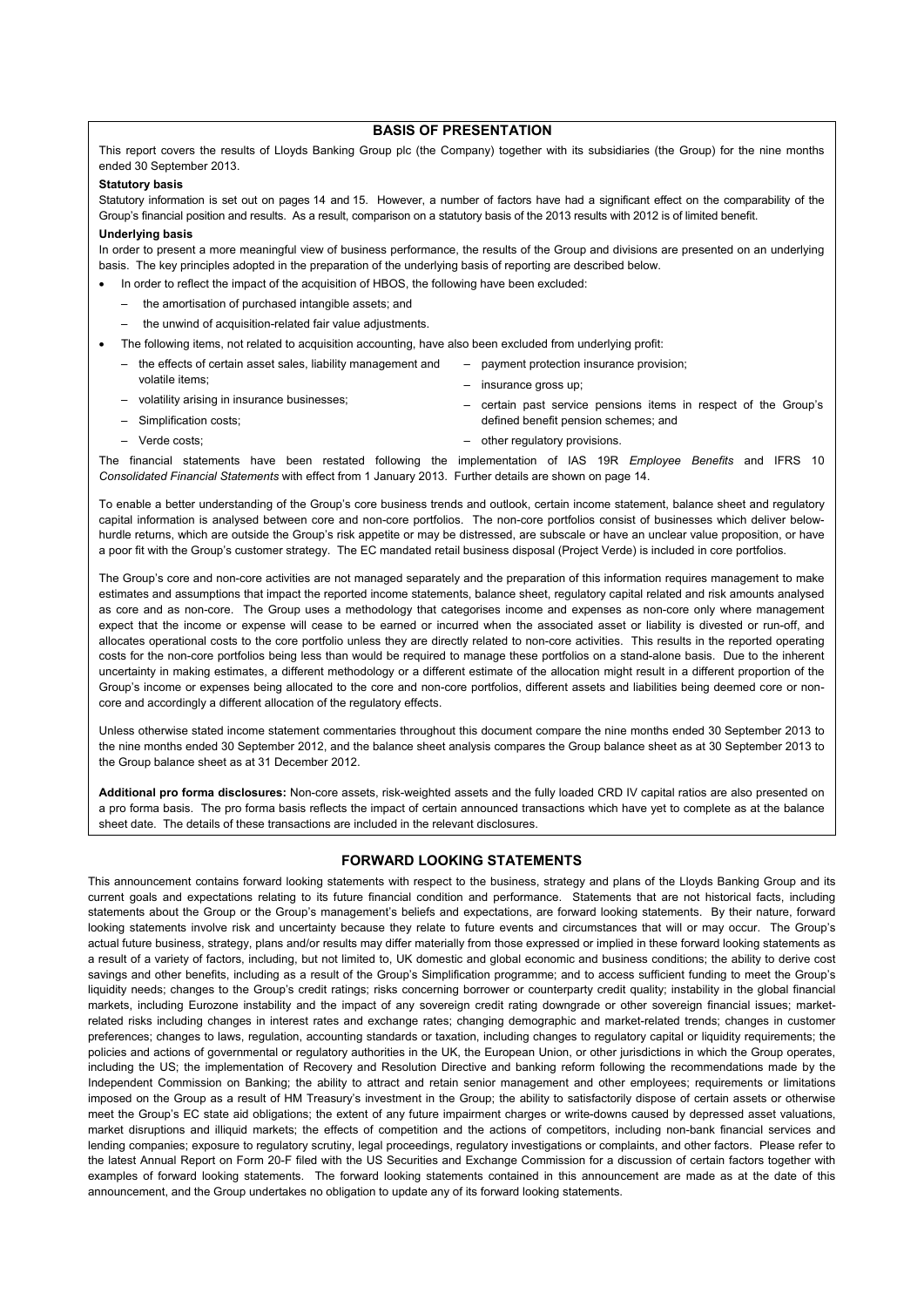## BASIS OF PRESENTATION

This report covers the results of Lloyds Banking Group plc (the Company) together with its subsidiaries (the Group) for the nine months ended 30 September 2013.

**Statutory basis**

Statutory information is set out on pages 14 and 15. However, a number of factors have had a significant effect on the comparability of the Group's financial position and results. As a result, comparison on a statutory basis of the 2013 results with 2012 is of limited benefit.

**Underlying basis**

In order to present a more meaningful view of business performance, the results of the Group and divisions are presented on an underlying basis. The key principles adopted in the preparation of the underlying basis of reporting are described below.

- In order to reflect the impact of the acquisition of HBOS, the following have been excluded:
  - the amortisation of purchased intangible assets; and
  - the unwind of acquisition-related fair value adjustments.
- The following items, not related to acquisition accounting, have also been excluded from underlying profit:
  - the effects of certain asset sales, liability management and volatile items;
  - volatility arising in insurance businesses;
  - Simplification costs;
  - Verde costs;
  - payment protection insurance provision;
  - insurance gross up;
  - certain past service pensions items in respect of the Group's defined benefit pension schemes; and
  - other regulatory provisions.

The financial statements have been restated following the implementation of IAS 19R *Employee Benefits* and IFRS 10 *Consolidated Financial Statements* with effect from 1 January 2013. Further details are shown on page 14.

To enable a better understanding of the Group's core business trends and outlook, certain income statement, balance sheet and regulatory capital information is analysed between core and non-core portfolios. The non-core portfolios consist of businesses which deliver below-hurdle returns, which are outside the Group's risk appetite or may be distressed, are subscale or have an unclear value proposition, or have a poor fit with the Group's customer strategy. The EC mandated retail business disposal (Project Verde) is included in core portfolios.

The Group's core and non-core activities are not managed separately and the preparation of this information requires management to make estimates and assumptions that impact the reported income statements, balance sheet, regulatory capital related and risk amounts analysed as core and as non-core. The Group uses a methodology that categorises income and expenses as non-core only where management expect that the income or expense will cease to be earned or incurred when the associated asset or liability is divested or run-off, and allocates operational costs to the core portfolio unless they are directly related to non-core activities. This results in the reported operating costs for the non-core portfolios being less than would be required to manage these portfolios on a stand-alone basis. Due to the inherent uncertainty in making estimates, a different methodology or a different estimate of the allocation might result in a different proportion of the Group's income or expenses being allocated to the core and non-core portfolios, different assets and liabilities being deemed core or non-core and accordingly a different allocation of the regulatory effects.

Unless otherwise stated income statement commentaries throughout this document compare the nine months ended 30 September 2013 to the nine months ended 30 September 2012, and the balance sheet analysis compares the Group balance sheet as at 30 September 2013 to the Group balance sheet as at 31 December 2012.

**Additional pro forma disclosures:** Non-core assets, risk-weighted assets and the fully loaded CRD IV capital ratios are also presented on a pro forma basis. The pro forma basis reflects the impact of certain announced transactions which have yet to complete as at the balance sheet date. The details of these transactions are included in the relevant disclosures.

## FORWARD LOOKING STATEMENTS

This announcement contains forward looking statements with respect to the business, strategy and plans of the Lloyds Banking Group and its current goals and expectations relating to its future financial condition and performance. Statements that are not historical facts, including statements about the Group or the Group's management's beliefs and expectations, are forward looking statements. By their nature, forward looking statements involve risk and uncertainty because they relate to future events and circumstances that will or may occur. The Group's actual future business, strategy, plans and/or results may differ materially from those expressed or implied in these forward looking statements as a result of a variety of factors, including, but not limited to, UK domestic and global economic and business conditions; the ability to derive cost savings and other benefits, including as a result of the Group's Simplification programme; and to access sufficient funding to meet the Group's liquidity needs; changes to the Group's credit ratings; risks concerning borrower or counterparty credit quality; instability in the global financial markets, including Eurozone instability and the impact of any sovereign credit rating downgrade or other sovereign financial issues; market-related risks including changes in interest rates and exchange rates; changing demographic and market-related trends; changes in customer preferences; changes to laws, regulation, accounting standards or taxation, including changes to regulatory capital or liquidity requirements; the policies and actions of governmental or regulatory authorities in the UK, the European Union, or other jurisdictions in which the Group operates, including the US; the implementation of Recovery and Resolution Directive and banking reform following the recommendations made by the Independent Commission on Banking; the ability to attract and retain senior management and other employees; requirements or limitations imposed on the Group as a result of HM Treasury's investment in the Group; the ability to satisfactorily dispose of certain assets or otherwise meet the Group's EC state aid obligations; the extent of any future impairment charges or write-downs caused by depressed asset valuations, market disruptions and illiquid markets; the effects of competition and the actions of competitors, including non-bank financial services and lending companies; exposure to regulatory scrutiny, legal proceedings, regulatory investigations or complaints, and other factors. Please refer to the latest Annual Report on Form 20-F filed with the US Securities and Exchange Commission for a discussion of certain factors together with examples of forward looking statements. The forward looking statements contained in this announcement are made as at the date of this announcement, and the Group undertakes no obligation to update any of its forward looking statements.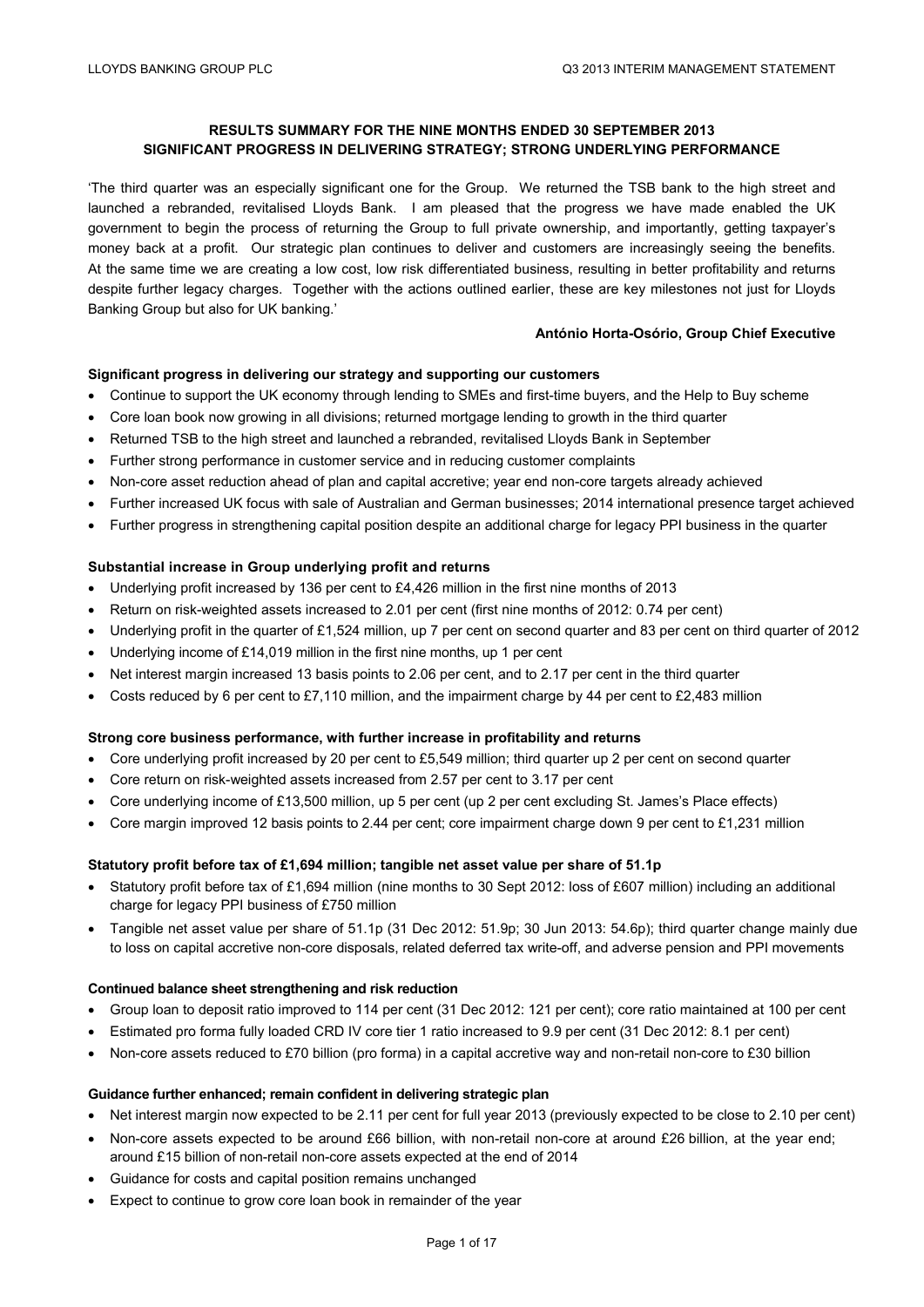**RESULTS SUMMARY FOR THE NINE MONTHS ENDED 30 SEPTEMBER 2013**
**SIGNIFICANT PROGRESS IN DELIVERING STRATEGY; STRONG UNDERLYING PERFORMANCE**

'The third quarter was an especially significant one for the Group. We returned the TSB bank to the high street and launched a rebranded, revitalised Lloyds Bank. I am pleased that the progress we have made enabled the UK government to begin the process of returning the Group to full private ownership, and importantly, getting taxpayer's money back at a profit. Our strategic plan continues to deliver and customers are increasingly seeing the benefits. At the same time we are creating a low cost, low risk differentiated business, resulting in better profitability and returns despite further legacy charges. Together with the actions outlined earlier, these are key milestones not just for Lloyds Banking Group but also for UK banking.'

**António Horta-Osório, Group Chief Executive**

**Significant progress in delivering our strategy and supporting our customers**

- Continue to support the UK economy through lending to SMEs and first-time buyers, and the Help to Buy scheme
- Core loan book now growing in all divisions; returned mortgage lending to growth in the third quarter
- Returned TSB to the high street and launched a rebranded, revitalised Lloyds Bank in September
- Further strong performance in customer service and in reducing customer complaints
- Non-core asset reduction ahead of plan and capital accretive; year end non-core targets already achieved
- Further increased UK focus with sale of Australian and German businesses; 2014 international presence target achieved
- Further progress in strengthening capital position despite an additional charge for legacy PPI business in the quarter

**Substantial increase in Group underlying profit and returns**

- Underlying profit increased by 136 per cent to £4,426 million in the first nine months of 2013
- Return on risk-weighted assets increased to 2.01 per cent (first nine months of 2012: 0.74 per cent)
- Underlying profit in the quarter of £1,524 million, up 7 per cent on second quarter and 83 per cent on third quarter of 2012
- Underlying income of £14,019 million in the first nine months, up 1 per cent
- Net interest margin increased 13 basis points to 2.06 per cent, and to 2.17 per cent in the third quarter
- Costs reduced by 6 per cent to £7,110 million, and the impairment charge by 44 per cent to £2,483 million

**Strong core business performance, with further increase in profitability and returns**

- Core underlying profit increased by 20 per cent to £5,549 million; third quarter up 2 per cent on second quarter
- Core return on risk-weighted assets increased from 2.57 per cent to 3.17 per cent
- Core underlying income of £13,500 million, up 5 per cent (up 2 per cent excluding St. James's Place effects)
- Core margin improved 12 basis points to 2.44 per cent; core impairment charge down 9 per cent to £1,231 million

**Statutory profit before tax of £1,694 million; tangible net asset value per share of 51.1p**

- Statutory profit before tax of £1,694 million (nine months to 30 Sept 2012: loss of £607 million) including an additional charge for legacy PPI business of £750 million
- Tangible net asset value per share of 51.1p (31 Dec 2012: 51.9p; 30 Jun 2013: 54.6p); third quarter change mainly due to loss on capital accretive non-core disposals, related deferred tax write-off, and adverse pension and PPI movements

**Continued balance sheet strengthening and risk reduction**

- Group loan to deposit ratio improved to 114 per cent (31 Dec 2012: 121 per cent); core ratio maintained at 100 per cent
- Estimated pro forma fully loaded CRD IV core tier 1 ratio increased to 9.9 per cent (31 Dec 2012: 8.1 per cent)
- Non-core assets reduced to £70 billion (pro forma) in a capital accretive way and non-retail non-core to £30 billion

**Guidance further enhanced; remain confident in delivering strategic plan**

- Net interest margin now expected to be 2.11 per cent for full year 2013 (previously expected to be close to 2.10 per cent)
- Non-core assets expected to be around £66 billion, with non-retail non-core at around £26 billion, at the year end; around £15 billion of non-retail non-core assets expected at the end of 2014
- Guidance for costs and capital position remains unchanged
- Expect to continue to grow core loan book in remainder of the year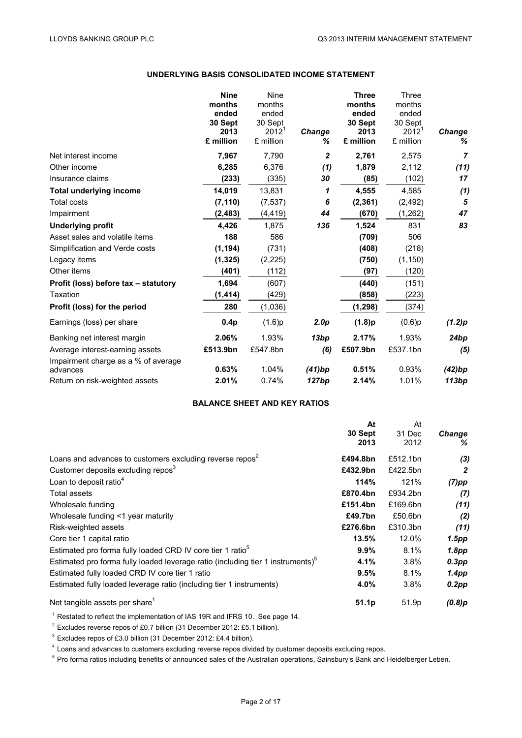## UNDERLYING BASIS CONSOLIDATED INCOME STATEMENT

| | Nine months ended 30 Sept 2013 £ million | Nine months ended 30 Sept 2012[1] £ million | Change % | Three months ended 30 Sept 2013 £ million | Three months ended 30 Sept 2012[1] £ million | Change % |
|---|---|---|---|---|---|---|
| Net interest income | **7,967** | 7,790 | ***2*** | **2,761** | 2,575 | ***7*** |
| Other income | **6,285** | 6,376 | ***(1)*** | **1,879** | 2,112 | ***(11)*** |
| Insurance claims | **(233)** | (335) | ***30*** | **(85)** | (102) | ***17*** |
| **Total underlying income** | **14,019** | 13,831 | ***1*** | **4,555** | 4,585 | ***(1)*** |
| Total costs | **(7,110)** | (7,537) | ***6*** | **(2,361)** | (2,492) | ***5*** |
| Impairment | **(2,483)** | (4,419) | ***44*** | **(670)** | (1,262) | ***47*** |
| **Underlying profit** | **4,426** | 1,875 | ***136*** | **1,524** | 831 | ***83*** |
| Asset sales and volatile items | **188** | 586 | | **(709)** | 506 | |
| Simplification and Verde costs | **(1,194)** | (731) | | **(408)** | (218) | |
| Legacy items | **(1,325)** | (2,225) | | **(750)** | (1,150) | |
| Other items | **(401)** | (112) | | **(97)** | (120) | |
| **Profit (loss) before tax – statutory** | **1,694** | (607) | | **(440)** | (151) | |
| Taxation | **(1,414)** | (429) | | **(858)** | (223) | |
| **Profit (loss) for the period** | **280** | (1,036) | | **(1,298)** | (374) | |
| Earnings (loss) per share | **0.4p** | (1.6)p | ***2.0p*** | **(1.8)p** | (0.6)p | ***(1.2)p*** |
| Banking net interest margin | **2.06%** | 1.93% | ***13bp*** | **2.17%** | 1.93% | ***24bp*** |
| Average interest-earning assets | **£513.9bn** | £547.8bn | ***(6)*** | **£507.9bn** | £537.1bn | ***(5)*** |
| Impairment charge as a % of average advances | **0.63%** | 1.04% | ***(41)bp*** | **0.51%** | 0.93% | ***(42)bp*** |
| Return on risk-weighted assets | **2.01%** | 0.74% | ***127bp*** | **2.14%** | 1.01% | ***113bp*** |

## BALANCE SHEET AND KEY RATIOS

| | At 30 Sept 2013 | At 31 Dec 2012 | Change % |
|---|---|---|---|
| Loans and advances to customers excluding reverse repos[2] | **£494.8bn** | £512.1bn | ***(3)*** |
| Customer deposits excluding repos[3] | **£432.9bn** | £422.5bn | ***2*** |
| Loan to deposit ratio[4] | **114%** | 121% | ***(7)pp*** |
| Total assets | **£870.4bn** | £934.2bn | ***(7)*** |
| Wholesale funding | **£151.4bn** | £169.6bn | ***(11)*** |
| Wholesale funding <1 year maturity | **£49.7bn** | £50.6bn | ***(2)*** |
| Risk-weighted assets | **£276.6bn** | £310.3bn | ***(11)*** |
| Core tier 1 capital ratio | **13.5%** | 12.0% | ***1.5pp*** |
| Estimated pro forma fully loaded CRD IV core tier 1 ratio[5] | **9.9%** | 8.1% | ***1.8pp*** |
| Estimated pro forma fully loaded leverage ratio (including tier 1 instruments)[5] | **4.1%** | 3.8% | ***0.3pp*** |
| Estimated fully loaded CRD IV core tier 1 ratio | **9.5%** | 8.1% | ***1.4pp*** |
| Estimated fully loaded leverage ratio (including tier 1 instruments) | **4.0%** | 3.8% | ***0.2pp*** |
| Net tangible assets per share[1] | **51.1p** | 51.9p | ***(0.8)p*** |

[1] Restated to reflect the implementation of IAS 19R and IFRS 10. See page 14.

[2] Excludes reverse repos of £0.7 billion (31 December 2012: £5.1 billion).

[3] Excludes repos of £3.0 billion (31 December 2012: £4.4 billion).

[4] Loans and advances to customers excluding reverse repos divided by customer deposits excluding repos.

[5] Pro forma ratios including benefits of announced sales of the Australian operations, Sainsbury's Bank and Heidelberger Leben.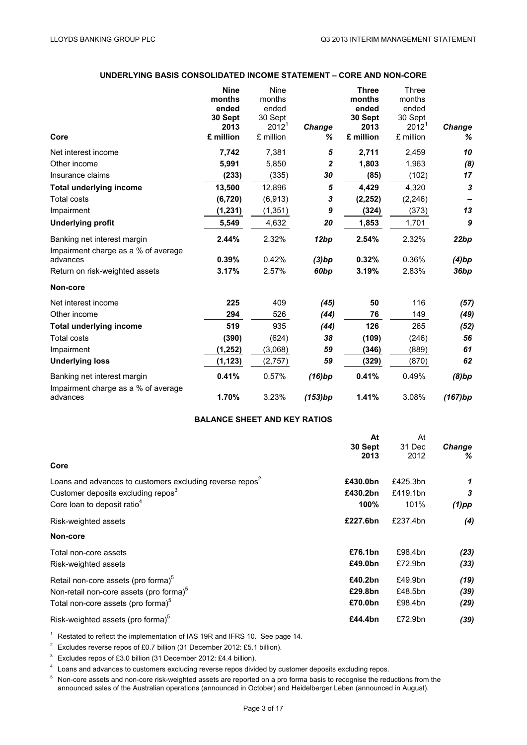## UNDERLYING BASIS CONSOLIDATED INCOME STATEMENT – CORE AND NON-CORE

| Core | Nine months ended 30 Sept 2013 £ million | Nine months ended 30 Sept 2012[1] £ million | Change % | Three months ended 30 Sept 2013 £ million | Three months ended 30 Sept 2012[1] £ million | Change % |
|---|---|---|---|---|---|---|
| Net interest income | **7,742** | 7,381 | *5* | **2,711** | 2,459 | *10* |
| Other income | **5,991** | 5,850 | *2* | **1,803** | 1,963 | *(8)* |
| Insurance claims | **(233)** | (335) | *30* | **(85)** | (102) | *17* |
| **Total underlying income** | **13,500** | 12,896 | *5* | **4,429** | 4,320 | *3* |
| Total costs | **(6,720)** | (6,913) | *3* | **(2,252)** | (2,246) | *–* |
| Impairment | **(1,231)** | (1,351) | *9* | **(324)** | (373) | *13* |
| **Underlying profit** | **5,549** | 4,632 | *20* | **1,853** | 1,701 | *9* |
| Banking net interest margin | **2.44%** | 2.32% | *12bp* | **2.54%** | 2.32% | *22bp* |
| Impairment charge as a % of average advances | **0.39%** | 0.42% | *(3)bp* | **0.32%** | 0.36% | *(4)bp* |
| Return on risk-weighted assets | **3.17%** | 2.57% | *60bp* | **3.19%** | 2.83% | *36bp* |
| **Non-core** | | | | | | |
| Net interest income | **225** | 409 | *(45)* | **50** | 116 | *(57)* |
| Other income | **294** | 526 | *(44)* | **76** | 149 | *(49)* |
| **Total underlying income** | **519** | 935 | *(44)* | **126** | 265 | *(52)* |
| Total costs | **(390)** | (624) | *38* | **(109)** | (246) | *56* |
| Impairment | **(1,252)** | (3,068) | *59* | **(346)** | (889) | *61* |
| **Underlying loss** | **(1,123)** | (2,757) | *59* | **(329)** | (870) | *62* |
| Banking net interest margin | **0.41%** | 0.57% | *(16)bp* | **0.41%** | 0.49% | *(8)bp* |
| Impairment charge as a % of average advances | **1.70%** | 3.23% | *(153)bp* | **1.41%** | 3.08% | *(167)bp* |

## BALANCE SHEET AND KEY RATIOS

| Core | At 30 Sept 2013 | At 31 Dec 2012 | Change % |
|---|---|---|---|
| Loans and advances to customers excluding reverse repos[2] | **£430.0bn** | £425.3bn | *1* |
| Customer deposits excluding repos[3] | **£430.2bn** | £419.1bn | *3* |
| Core loan to deposit ratio[4] | **100%** | 101% | *(1)pp* |
| Risk-weighted assets | **£227.6bn** | £237.4bn | *(4)* |
| **Non-core** | | | |
| Total non-core assets | **£76.1bn** | £98.4bn | *(23)* |
| Risk-weighted assets | **£49.0bn** | £72.9bn | *(33)* |
| Retail non-core assets (pro forma)[5] | **£40.2bn** | £49.9bn | *(19)* |
| Non-retail non-core assets (pro forma)[5] | **£29.8bn** | £48.5bn | *(39)* |
| Total non-core assets (pro forma)[5] | **£70.0bn** | £98.4bn | *(29)* |
| Risk-weighted assets (pro forma)[5] | **£44.4bn** | £72.9bn | *(39)* |

[1] Restated to reflect the implementation of IAS 19R and IFRS 10. See page 14.

[2] Excludes reverse repos of £0.7 billion (31 December 2012: £5.1 billion).

[3] Excludes repos of £3.0 billion (31 December 2012: £4.4 billion).

[4] Loans and advances to customers excluding reverse repos divided by customer deposits excluding repos.

[5] Non-core assets and non-core risk-weighted assets are reported on a pro forma basis to recognise the reductions from the announced sales of the Australian operations (announced in October) and Heidelberger Leben (announced in August).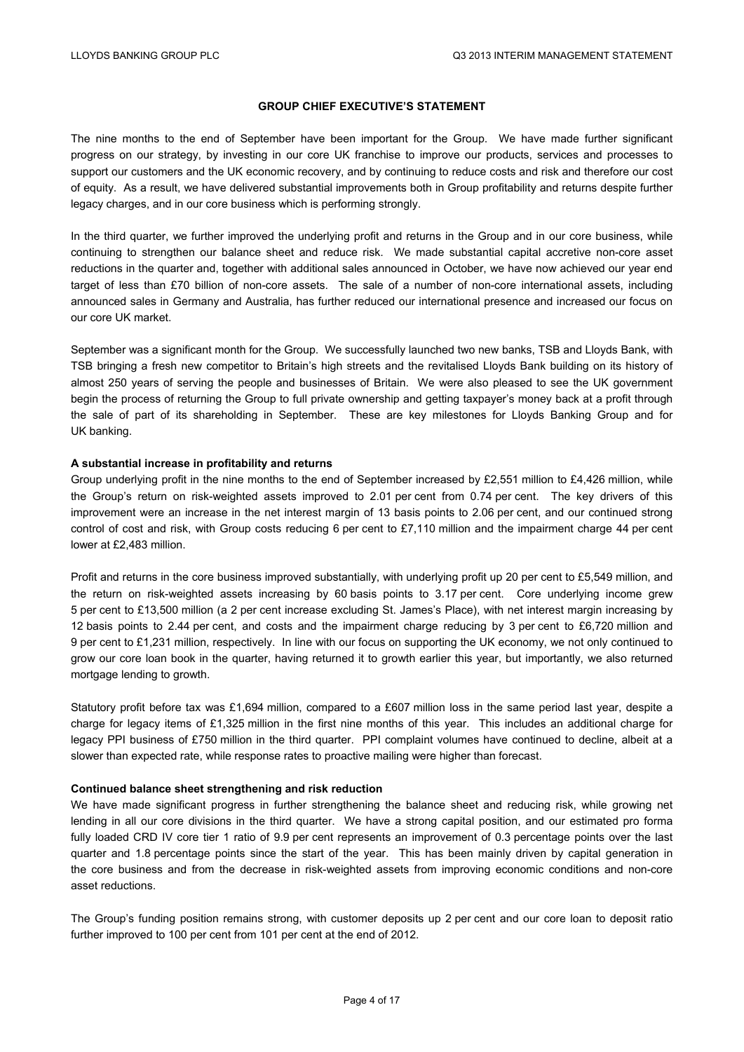## GROUP CHIEF EXECUTIVE'S STATEMENT

The nine months to the end of September have been important for the Group. We have made further significant progress on our strategy, by investing in our core UK franchise to improve our products, services and processes to support our customers and the UK economic recovery, and by continuing to reduce costs and risk and therefore our cost of equity. As a result, we have delivered substantial improvements both in Group profitability and returns despite further legacy charges, and in our core business which is performing strongly.

In the third quarter, we further improved the underlying profit and returns in the Group and in our core business, while continuing to strengthen our balance sheet and reduce risk. We made substantial capital accretive non-core asset reductions in the quarter and, together with additional sales announced in October, we have now achieved our year end target of less than £70 billion of non-core assets. The sale of a number of non-core international assets, including announced sales in Germany and Australia, has further reduced our international presence and increased our focus on our core UK market.

September was a significant month for the Group. We successfully launched two new banks, TSB and Lloyds Bank, with TSB bringing a fresh new competitor to Britain's high streets and the revitalised Lloyds Bank building on its history of almost 250 years of serving the people and businesses of Britain. We were also pleased to see the UK government begin the process of returning the Group to full private ownership and getting taxpayer's money back at a profit through the sale of part of its shareholding in September. These are key milestones for Lloyds Banking Group and for UK banking.

**A substantial increase in profitability and returns**

Group underlying profit in the nine months to the end of September increased by £2,551 million to £4,426 million, while the Group's return on risk-weighted assets improved to 2.01 per cent from 0.74 per cent. The key drivers of this improvement were an increase in the net interest margin of 13 basis points to 2.06 per cent, and our continued strong control of cost and risk, with Group costs reducing 6 per cent to £7,110 million and the impairment charge 44 per cent lower at £2,483 million.

Profit and returns in the core business improved substantially, with underlying profit up 20 per cent to £5,549 million, and the return on risk-weighted assets increasing by 60 basis points to 3.17 per cent. Core underlying income grew 5 per cent to £13,500 million (a 2 per cent increase excluding St. James's Place), with net interest margin increasing by 12 basis points to 2.44 per cent, and costs and the impairment charge reducing by 3 per cent to £6,720 million and 9 per cent to £1,231 million, respectively. In line with our focus on supporting the UK economy, we not only continued to grow our core loan book in the quarter, having returned it to growth earlier this year, but importantly, we also returned mortgage lending to growth.

Statutory profit before tax was £1,694 million, compared to a £607 million loss in the same period last year, despite a charge for legacy items of £1,325 million in the first nine months of this year. This includes an additional charge for legacy PPI business of £750 million in the third quarter. PPI complaint volumes have continued to decline, albeit at a slower than expected rate, while response rates to proactive mailing were higher than forecast.

**Continued balance sheet strengthening and risk reduction**

We have made significant progress in further strengthening the balance sheet and reducing risk, while growing net lending in all our core divisions in the third quarter. We have a strong capital position, and our estimated pro forma fully loaded CRD IV core tier 1 ratio of 9.9 per cent represents an improvement of 0.3 percentage points over the last quarter and 1.8 percentage points since the start of the year. This has been mainly driven by capital generation in the core business and from the decrease in risk-weighted assets from improving economic conditions and non-core asset reductions.

The Group's funding position remains strong, with customer deposits up 2 per cent and our core loan to deposit ratio further improved to 100 per cent from 101 per cent at the end of 2012.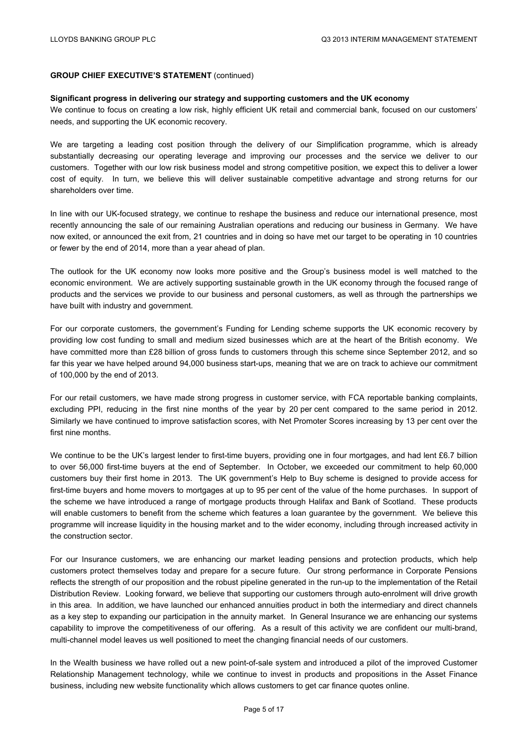**GROUP CHIEF EXECUTIVE'S STATEMENT** (continued)

**Significant progress in delivering our strategy and supporting customers and the UK economy**

We continue to focus on creating a low risk, highly efficient UK retail and commercial bank, focused on our customers' needs, and supporting the UK economic recovery.

We are targeting a leading cost position through the delivery of our Simplification programme, which is already substantially decreasing our operating leverage and improving our processes and the service we deliver to our customers. Together with our low risk business model and strong competitive position, we expect this to deliver a lower cost of equity. In turn, we believe this will deliver sustainable competitive advantage and strong returns for our shareholders over time.

In line with our UK-focused strategy, we continue to reshape the business and reduce our international presence, most recently announcing the sale of our remaining Australian operations and reducing our business in Germany. We have now exited, or announced the exit from, 21 countries and in doing so have met our target to be operating in 10 countries or fewer by the end of 2014, more than a year ahead of plan.

The outlook for the UK economy now looks more positive and the Group's business model is well matched to the economic environment. We are actively supporting sustainable growth in the UK economy through the focused range of products and the services we provide to our business and personal customers, as well as through the partnerships we have built with industry and government.

For our corporate customers, the government's Funding for Lending scheme supports the UK economic recovery by providing low cost funding to small and medium sized businesses which are at the heart of the British economy. We have committed more than £28 billion of gross funds to customers through this scheme since September 2012, and so far this year we have helped around 94,000 business start-ups, meaning that we are on track to achieve our commitment of 100,000 by the end of 2013.

For our retail customers, we have made strong progress in customer service, with FCA reportable banking complaints, excluding PPI, reducing in the first nine months of the year by 20 per cent compared to the same period in 2012. Similarly we have continued to improve satisfaction scores, with Net Promoter Scores increasing by 13 per cent over the first nine months.

We continue to be the UK's largest lender to first-time buyers, providing one in four mortgages, and had lent £6.7 billion to over 56,000 first-time buyers at the end of September. In October, we exceeded our commitment to help 60,000 customers buy their first home in 2013. The UK government's Help to Buy scheme is designed to provide access for first-time buyers and home movers to mortgages at up to 95 per cent of the value of the home purchases. In support of the scheme we have introduced a range of mortgage products through Halifax and Bank of Scotland. These products will enable customers to benefit from the scheme which features a loan guarantee by the government. We believe this programme will increase liquidity in the housing market and to the wider economy, including through increased activity in the construction sector.

For our Insurance customers, we are enhancing our market leading pensions and protection products, which help customers protect themselves today and prepare for a secure future. Our strong performance in Corporate Pensions reflects the strength of our proposition and the robust pipeline generated in the run-up to the implementation of the Retail Distribution Review. Looking forward, we believe that supporting our customers through auto-enrolment will drive growth in this area. In addition, we have launched our enhanced annuities product in both the intermediary and direct channels as a key step to expanding our participation in the annuity market. In General Insurance we are enhancing our systems capability to improve the competitiveness of our offering. As a result of this activity we are confident our multi-brand, multi-channel model leaves us well positioned to meet the changing financial needs of our customers.

In the Wealth business we have rolled out a new point-of-sale system and introduced a pilot of the improved Customer Relationship Management technology, while we continue to invest in products and propositions in the Asset Finance business, including new website functionality which allows customers to get car finance quotes online.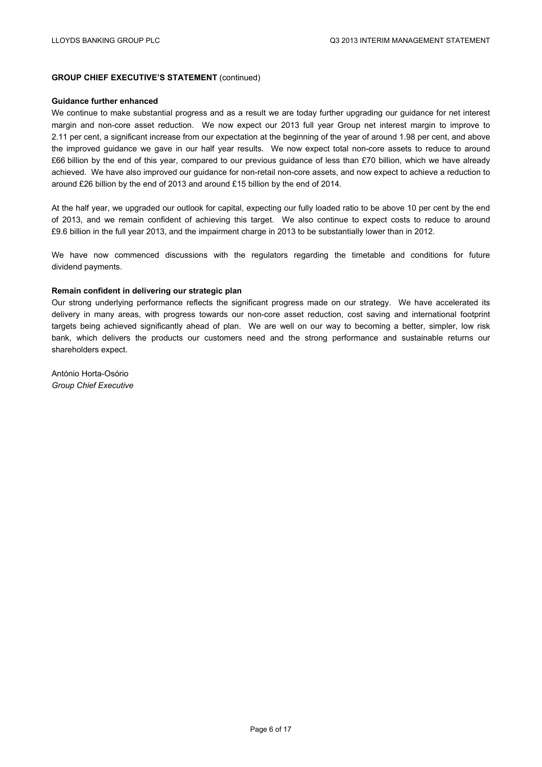**GROUP CHIEF EXECUTIVE'S STATEMENT** (continued)

**Guidance further enhanced**

We continue to make substantial progress and as a result we are today further upgrading our guidance for net interest margin and non-core asset reduction. We now expect our 2013 full year Group net interest margin to improve to 2.11 per cent, a significant increase from our expectation at the beginning of the year of around 1.98 per cent, and above the improved guidance we gave in our half year results. We now expect total non-core assets to reduce to around £66 billion by the end of this year, compared to our previous guidance of less than £70 billion, which we have already achieved. We have also improved our guidance for non-retail non-core assets, and now expect to achieve a reduction to around £26 billion by the end of 2013 and around £15 billion by the end of 2014.

At the half year, we upgraded our outlook for capital, expecting our fully loaded ratio to be above 10 per cent by the end of 2013, and we remain confident of achieving this target. We also continue to expect costs to reduce to around £9.6 billion in the full year 2013, and the impairment charge in 2013 to be substantially lower than in 2012.

We have now commenced discussions with the regulators regarding the timetable and conditions for future dividend payments.

**Remain confident in delivering our strategic plan**

Our strong underlying performance reflects the significant progress made on our strategy. We have accelerated its delivery in many areas, with progress towards our non-core asset reduction, cost saving and international footprint targets being achieved significantly ahead of plan. We are well on our way to becoming a better, simpler, low risk bank, which delivers the products our customers need and the strong performance and sustainable returns our shareholders expect.

António Horta-Osório
*Group Chief Executive*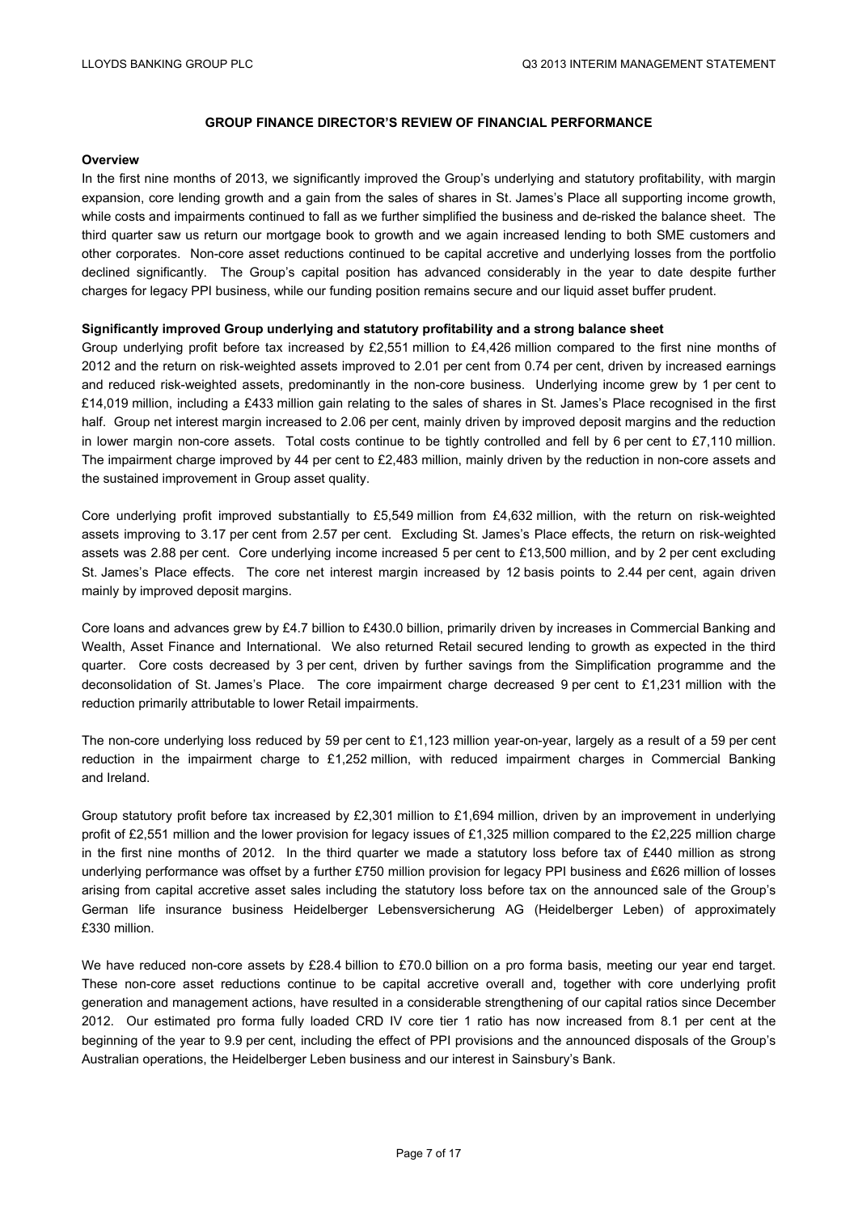## GROUP FINANCE DIRECTOR'S REVIEW OF FINANCIAL PERFORMANCE

**Overview**

In the first nine months of 2013, we significantly improved the Group's underlying and statutory profitability, with margin expansion, core lending growth and a gain from the sales of shares in St. James's Place all supporting income growth, while costs and impairments continued to fall as we further simplified the business and de-risked the balance sheet. The third quarter saw us return our mortgage book to growth and we again increased lending to both SME customers and other corporates. Non-core asset reductions continued to be capital accretive and underlying losses from the portfolio declined significantly. The Group's capital position has advanced considerably in the year to date despite further charges for legacy PPI business, while our funding position remains secure and our liquid asset buffer prudent.

**Significantly improved Group underlying and statutory profitability and a strong balance sheet**

Group underlying profit before tax increased by £2,551 million to £4,426 million compared to the first nine months of 2012 and the return on risk-weighted assets improved to 2.01 per cent from 0.74 per cent, driven by increased earnings and reduced risk-weighted assets, predominantly in the non-core business. Underlying income grew by 1 per cent to £14,019 million, including a £433 million gain relating to the sales of shares in St. James's Place recognised in the first half. Group net interest margin increased to 2.06 per cent, mainly driven by improved deposit margins and the reduction in lower margin non-core assets. Total costs continue to be tightly controlled and fell by 6 per cent to £7,110 million. The impairment charge improved by 44 per cent to £2,483 million, mainly driven by the reduction in non-core assets and the sustained improvement in Group asset quality.

Core underlying profit improved substantially to £5,549 million from £4,632 million, with the return on risk-weighted assets improving to 3.17 per cent from 2.57 per cent. Excluding St. James's Place effects, the return on risk-weighted assets was 2.88 per cent. Core underlying income increased 5 per cent to £13,500 million, and by 2 per cent excluding St. James's Place effects. The core net interest margin increased by 12 basis points to 2.44 per cent, again driven mainly by improved deposit margins.

Core loans and advances grew by £4.7 billion to £430.0 billion, primarily driven by increases in Commercial Banking and Wealth, Asset Finance and International. We also returned Retail secured lending to growth as expected in the third quarter. Core costs decreased by 3 per cent, driven by further savings from the Simplification programme and the deconsolidation of St. James's Place. The core impairment charge decreased 9 per cent to £1,231 million with the reduction primarily attributable to lower Retail impairments.

The non-core underlying loss reduced by 59 per cent to £1,123 million year-on-year, largely as a result of a 59 per cent reduction in the impairment charge to £1,252 million, with reduced impairment charges in Commercial Banking and Ireland.

Group statutory profit before tax increased by £2,301 million to £1,694 million, driven by an improvement in underlying profit of £2,551 million and the lower provision for legacy issues of £1,325 million compared to the £2,225 million charge in the first nine months of 2012. In the third quarter we made a statutory loss before tax of £440 million as strong underlying performance was offset by a further £750 million provision for legacy PPI business and £626 million of losses arising from capital accretive asset sales including the statutory loss before tax on the announced sale of the Group's German life insurance business Heidelberger Lebensversicherung AG (Heidelberger Leben) of approximately £330 million.

We have reduced non-core assets by £28.4 billion to £70.0 billion on a pro forma basis, meeting our year end target. These non-core asset reductions continue to be capital accretive overall and, together with core underlying profit generation and management actions, have resulted in a considerable strengthening of our capital ratios since December 2012. Our estimated pro forma fully loaded CRD IV core tier 1 ratio has now increased from 8.1 per cent at the beginning of the year to 9.9 per cent, including the effect of PPI provisions and the announced disposals of the Group's Australian operations, the Heidelberger Leben business and our interest in Sainsbury's Bank.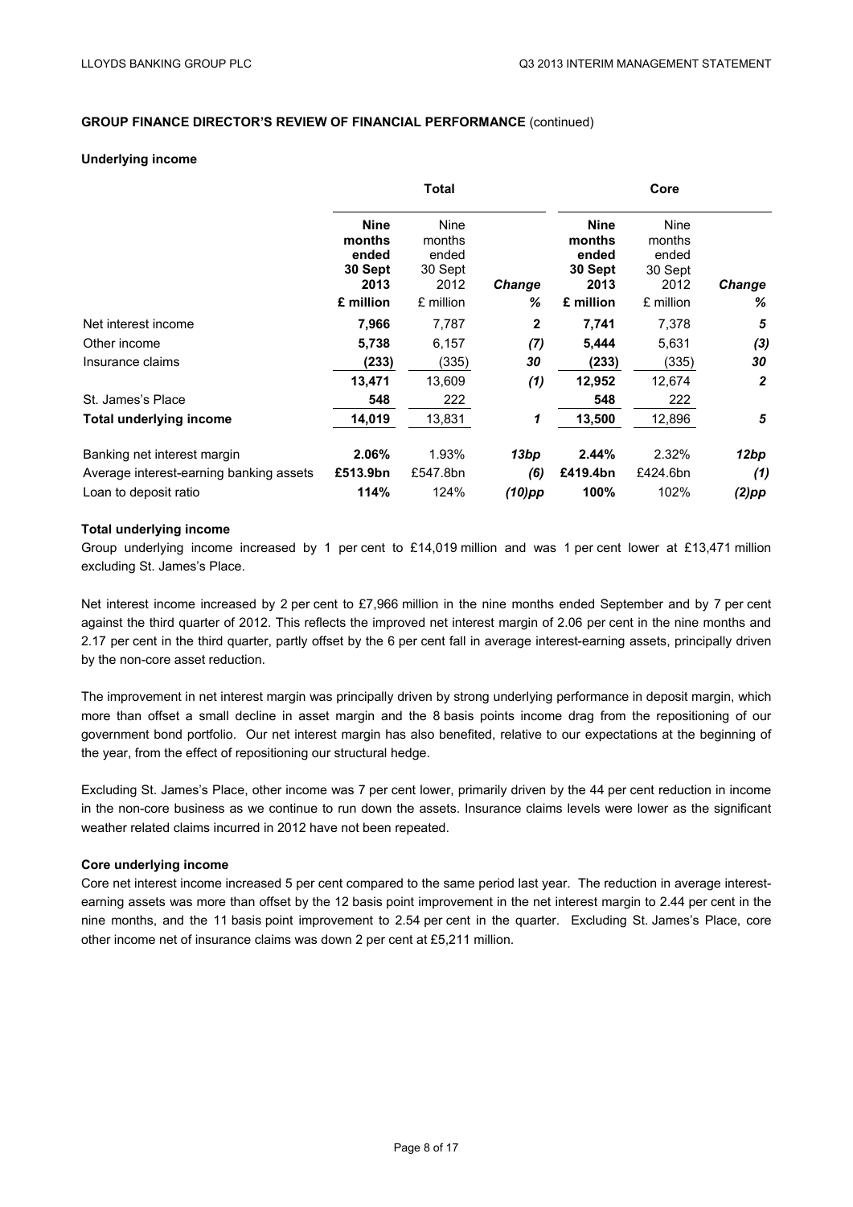## GROUP FINANCE DIRECTOR'S REVIEW OF FINANCIAL PERFORMANCE (continued)

### Underlying income

| | Total | | | Core | | |
|---|---|---|---|---|---|---|
| | **Nine months ended 30 Sept 2013** | Nine months ended 30 Sept 2012 | *Change* | **Nine months ended 30 Sept 2013** | Nine months ended 30 Sept 2012 | *Change* |
| | **£ million** | £ million | *%* | **£ million** | £ million | *%* |
| Net interest income | **7,966** | 7,787 | **2** | **7,741** | 7,378 | ***5*** |
| Other income | **5,738** | 6,157 | ***(7)*** | **5,444** | 5,631 | ***(3)*** |
| Insurance claims | **(233)** | (335) | ***30*** | **(233)** | (335) | ***30*** |
| | **13,471** | 13,609 | ***(1)*** | **12,952** | 12,674 | ***2*** |
| St. James's Place | **548** | 222 | | **548** | 222 | |
| **Total underlying income** | **14,019** | 13,831 | ***1*** | **13,500** | 12,896 | ***5*** |
| | | | | | | |
| Banking net interest margin | **2.06%** | 1.93% | ***13bp*** | **2.44%** | 2.32% | ***12bp*** |
| Average interest-earning banking assets | **£513.9bn** | £547.8bn | ***(6)*** | **£419.4bn** | £424.6bn | ***(1)*** |
| Loan to deposit ratio | **114%** | 124% | ***(10)pp*** | **100%** | 102% | ***(2)pp*** |

**Total underlying income**

Group underlying income increased by 1 per cent to £14,019 million and was 1 per cent lower at £13,471 million excluding St. James's Place.

Net interest income increased by 2 per cent to £7,966 million in the nine months ended September and by 7 per cent against the third quarter of 2012. This reflects the improved net interest margin of 2.06 per cent in the nine months and 2.17 per cent in the third quarter, partly offset by the 6 per cent fall in average interest-earning assets, principally driven by the non-core asset reduction.

The improvement in net interest margin was principally driven by strong underlying performance in deposit margin, which more than offset a small decline in asset margin and the 8 basis points income drag from the repositioning of our government bond portfolio. Our net interest margin has also benefited, relative to our expectations at the beginning of the year, from the effect of repositioning our structural hedge.

Excluding St. James's Place, other income was 7 per cent lower, primarily driven by the 44 per cent reduction in income in the non-core business as we continue to run down the assets. Insurance claims levels were lower as the significant weather related claims incurred in 2012 have not been repeated.

**Core underlying income**

Core net interest income increased 5 per cent compared to the same period last year. The reduction in average interest-earning assets was more than offset by the 12 basis point improvement in the net interest margin to 2.44 per cent in the nine months, and the 11 basis point improvement to 2.54 per cent in the quarter. Excluding St. James's Place, core other income net of insurance claims was down 2 per cent at £5,211 million.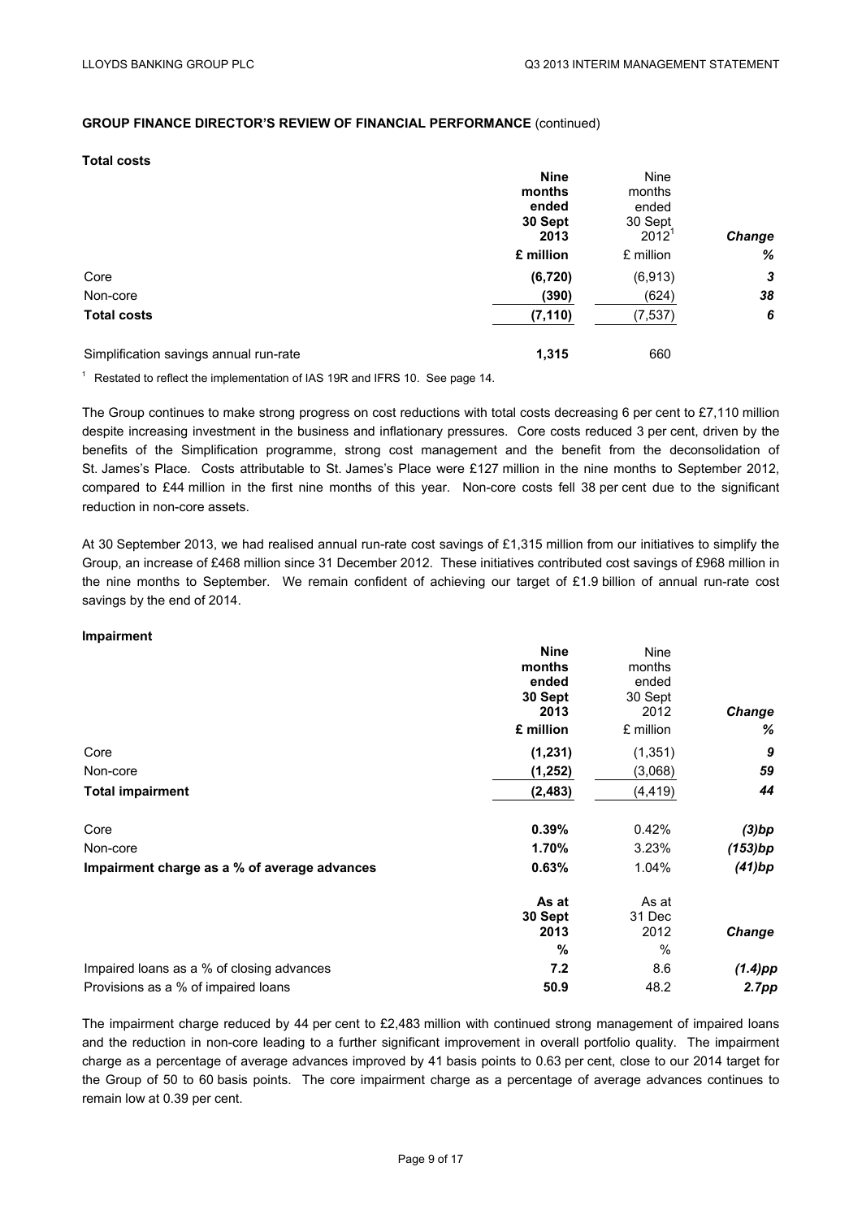**GROUP FINANCE DIRECTOR'S REVIEW OF FINANCIAL PERFORMANCE** (continued)

**Total costs**

| | **Nine months ended 30 Sept 2013** | Nine months ended 30 Sept 2012[1] | *Change* |
|---|---|---|---|
| | **£ million** | £ million | *%* |
| Core | **(6,720)** | (6,913) | *3* |
| Non-core | **(390)** | (624) | *38* |
| **Total costs** | **(7,110)** | (7,537) | *6* |
| | | | |
| Simplification savings annual run-rate | **1,315** | 660 | |

[1] Restated to reflect the implementation of IAS 19R and IFRS 10. See page 14.

The Group continues to make strong progress on cost reductions with total costs decreasing 6 per cent to £7,110 million despite increasing investment in the business and inflationary pressures. Core costs reduced 3 per cent, driven by the benefits of the Simplification programme, strong cost management and the benefit from the deconsolidation of St. James's Place. Costs attributable to St. James's Place were £127 million in the nine months to September 2012, compared to £44 million in the first nine months of this year. Non-core costs fell 38 per cent due to the significant reduction in non-core assets.

At 30 September 2013, we had realised annual run-rate cost savings of £1,315 million from our initiatives to simplify the Group, an increase of £468 million since 31 December 2012. These initiatives contributed cost savings of £968 million in the nine months to September. We remain confident of achieving our target of £1.9 billion of annual run-rate cost savings by the end of 2014.

**Impairment**

| | **Nine months ended 30 Sept 2013** | Nine months ended 30 Sept 2012 | *Change* |
|---|---|---|---|
| | **£ million** | £ million | *%* |
| Core | **(1,231)** | (1,351) | *9* |
| Non-core | **(1,252)** | (3,068) | *59* |
| **Total impairment** | **(2,483)** | (4,419) | *44* |
| | | | |
| Core | **0.39%** | 0.42% | *(3)bp* |
| Non-core | **1.70%** | 3.23% | *(153)bp* |
| **Impairment charge as a % of average advances** | **0.63%** | 1.04% | *(41)bp* |

| | **As at 30 Sept 2013** | As at 31 Dec 2012 | *Change* |
|---|---|---|---|
| | **%** | % | |
| Impaired loans as a % of closing advances | **7.2** | 8.6 | *(1.4)pp* |
| Provisions as a % of impaired loans | **50.9** | 48.2 | *2.7pp* |

The impairment charge reduced by 44 per cent to £2,483 million with continued strong management of impaired loans and the reduction in non-core leading to a further significant improvement in overall portfolio quality. The impairment charge as a percentage of average advances improved by 41 basis points to 0.63 per cent, close to our 2014 target for the Group of 50 to 60 basis points. The core impairment charge as a percentage of average advances continues to remain low at 0.39 per cent.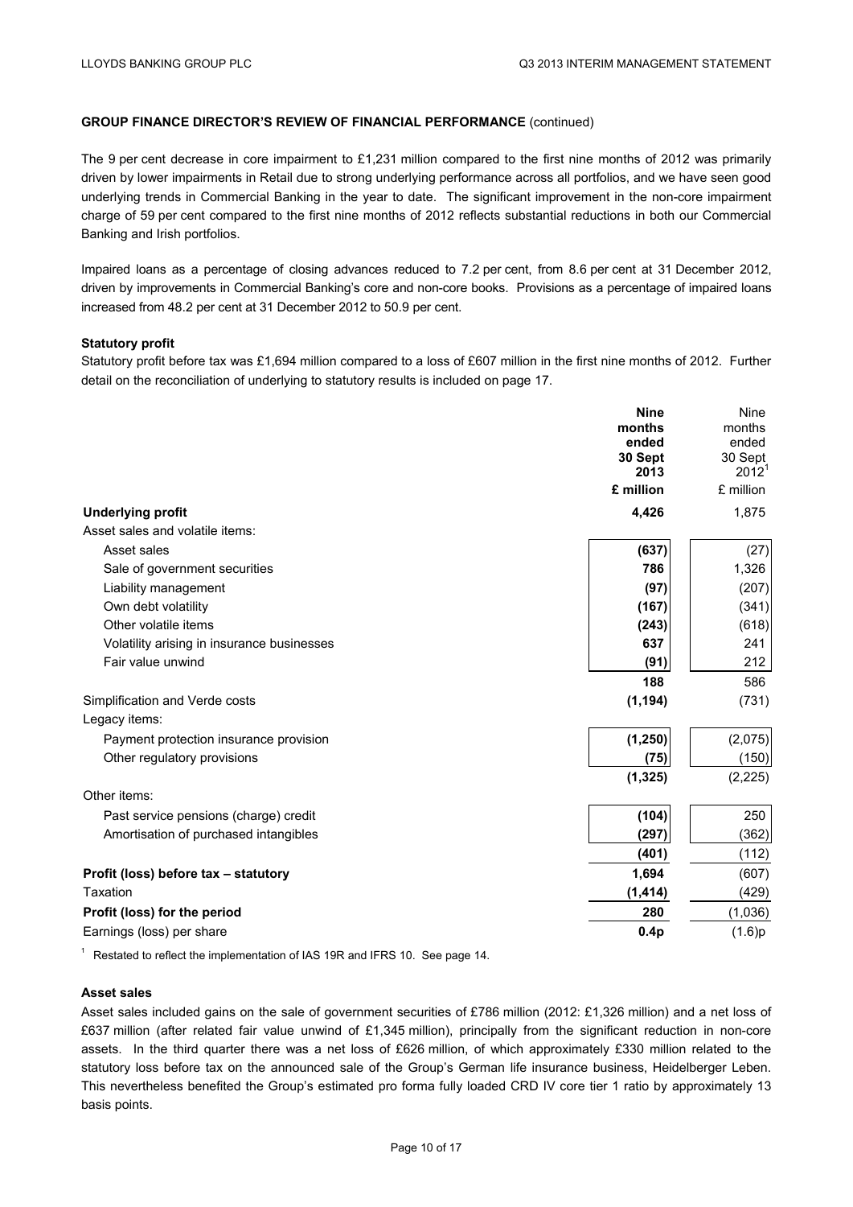**GROUP FINANCE DIRECTOR'S REVIEW OF FINANCIAL PERFORMANCE** (continued)

The 9 per cent decrease in core impairment to £1,231 million compared to the first nine months of 2012 was primarily driven by lower impairments in Retail due to strong underlying performance across all portfolios, and we have seen good underlying trends in Commercial Banking in the year to date. The significant improvement in the non-core impairment charge of 59 per cent compared to the first nine months of 2012 reflects substantial reductions in both our Commercial Banking and Irish portfolios.

Impaired loans as a percentage of closing advances reduced to 7.2 per cent, from 8.6 per cent at 31 December 2012, driven by improvements in Commercial Banking's core and non-core books. Provisions as a percentage of impaired loans increased from 48.2 per cent at 31 December 2012 to 50.9 per cent.

**Statutory profit**

Statutory profit before tax was £1,694 million compared to a loss of £607 million in the first nine months of 2012. Further detail on the reconciliation of underlying to statutory results is included on page 17.

| | **Nine months ended 30 Sept 2013** | Nine months ended 30 Sept 2012[1] |
|---|---|---|
| | **£ million** | £ million |
| **Underlying profit** | **4,426** | 1,875 |
| Asset sales and volatile items: | | |
| Asset sales | **(637)** | (27) |
| Sale of government securities | **786** | 1,326 |
| Liability management | **(97)** | (207) |
| Own debt volatility | **(167)** | (341) |
| Other volatile items | **(243)** | (618) |
| Volatility arising in insurance businesses | **637** | 241 |
| Fair value unwind | **(91)** | 212 |
| | **188** | 586 |
| Simplification and Verde costs | **(1,194)** | (731) |
| Legacy items: | | |
| Payment protection insurance provision | **(1,250)** | (2,075) |
| Other regulatory provisions | **(75)** | (150) |
| | **(1,325)** | (2,225) |
| Other items: | | |
| Past service pensions (charge) credit | **(104)** | 250 |
| Amortisation of purchased intangibles | **(297)** | (362) |
| | **(401)** | (112) |
| **Profit (loss) before tax – statutory** | **1,694** | (607) |
| Taxation | **(1,414)** | (429) |
| **Profit (loss) for the period** | **280** | (1,036) |
| Earnings (loss) per share | **0.4p** | (1.6)p |

[1] Restated to reflect the implementation of IAS 19R and IFRS 10. See page 14.

**Asset sales**

Asset sales included gains on the sale of government securities of £786 million (2012: £1,326 million) and a net loss of £637 million (after related fair value unwind of £1,345 million), principally from the significant reduction in non-core assets. In the third quarter there was a net loss of £626 million, of which approximately £330 million related to the statutory loss before tax on the announced sale of the Group's German life insurance business, Heidelberger Leben. This nevertheless benefited the Group's estimated pro forma fully loaded CRD IV core tier 1 ratio by approximately 13 basis points.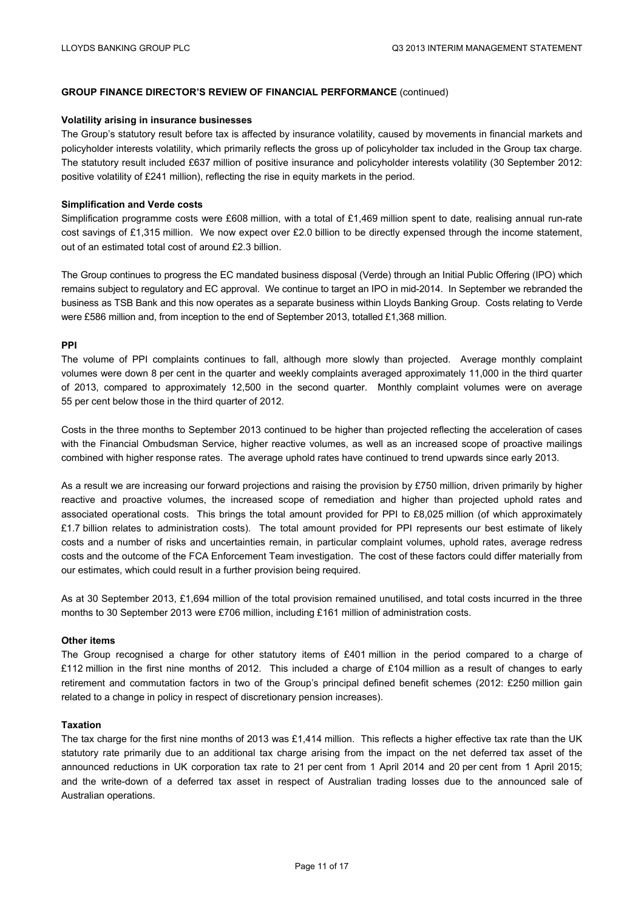**GROUP FINANCE DIRECTOR'S REVIEW OF FINANCIAL PERFORMANCE** (continued)

**Volatility arising in insurance businesses**

The Group's statutory result before tax is affected by insurance volatility, caused by movements in financial markets and policyholder interests volatility, which primarily reflects the gross up of policyholder tax included in the Group tax charge. The statutory result included £637 million of positive insurance and policyholder interests volatility (30 September 2012: positive volatility of £241 million), reflecting the rise in equity markets in the period.

**Simplification and Verde costs**

Simplification programme costs were £608 million, with a total of £1,469 million spent to date, realising annual run-rate cost savings of £1,315 million. We now expect over £2.0 billion to be directly expensed through the income statement, out of an estimated total cost of around £2.3 billion.

The Group continues to progress the EC mandated business disposal (Verde) through an Initial Public Offering (IPO) which remains subject to regulatory and EC approval. We continue to target an IPO in mid-2014. In September we rebranded the business as TSB Bank and this now operates as a separate business within Lloyds Banking Group. Costs relating to Verde were £586 million and, from inception to the end of September 2013, totalled £1,368 million.

**PPI**

The volume of PPI complaints continues to fall, although more slowly than projected. Average monthly complaint volumes were down 8 per cent in the quarter and weekly complaints averaged approximately 11,000 in the third quarter of 2013, compared to approximately 12,500 in the second quarter. Monthly complaint volumes were on average 55 per cent below those in the third quarter of 2012.

Costs in the three months to September 2013 continued to be higher than projected reflecting the acceleration of cases with the Financial Ombudsman Service, higher reactive volumes, as well as an increased scope of proactive mailings combined with higher response rates. The average uphold rates have continued to trend upwards since early 2013.

As a result we are increasing our forward projections and raising the provision by £750 million, driven primarily by higher reactive and proactive volumes, the increased scope of remediation and higher than projected uphold rates and associated operational costs. This brings the total amount provided for PPI to £8,025 million (of which approximately £1.7 billion relates to administration costs). The total amount provided for PPI represents our best estimate of likely costs and a number of risks and uncertainties remain, in particular complaint volumes, uphold rates, average redress costs and the outcome of the FCA Enforcement Team investigation. The cost of these factors could differ materially from our estimates, which could result in a further provision being required.

As at 30 September 2013, £1,694 million of the total provision remained unutilised, and total costs incurred in the three months to 30 September 2013 were £706 million, including £161 million of administration costs.

**Other items**

The Group recognised a charge for other statutory items of £401 million in the period compared to a charge of £112 million in the first nine months of 2012. This included a charge of £104 million as a result of changes to early retirement and commutation factors in two of the Group's principal defined benefit schemes (2012: £250 million gain related to a change in policy in respect of discretionary pension increases).

**Taxation**

The tax charge for the first nine months of 2013 was £1,414 million. This reflects a higher effective tax rate than the UK statutory rate primarily due to an additional tax charge arising from the impact on the net deferred tax asset of the announced reductions in UK corporation tax rate to 21 per cent from 1 April 2014 and 20 per cent from 1 April 2015; and the write-down of a deferred tax asset in respect of Australian trading losses due to the announced sale of Australian operations.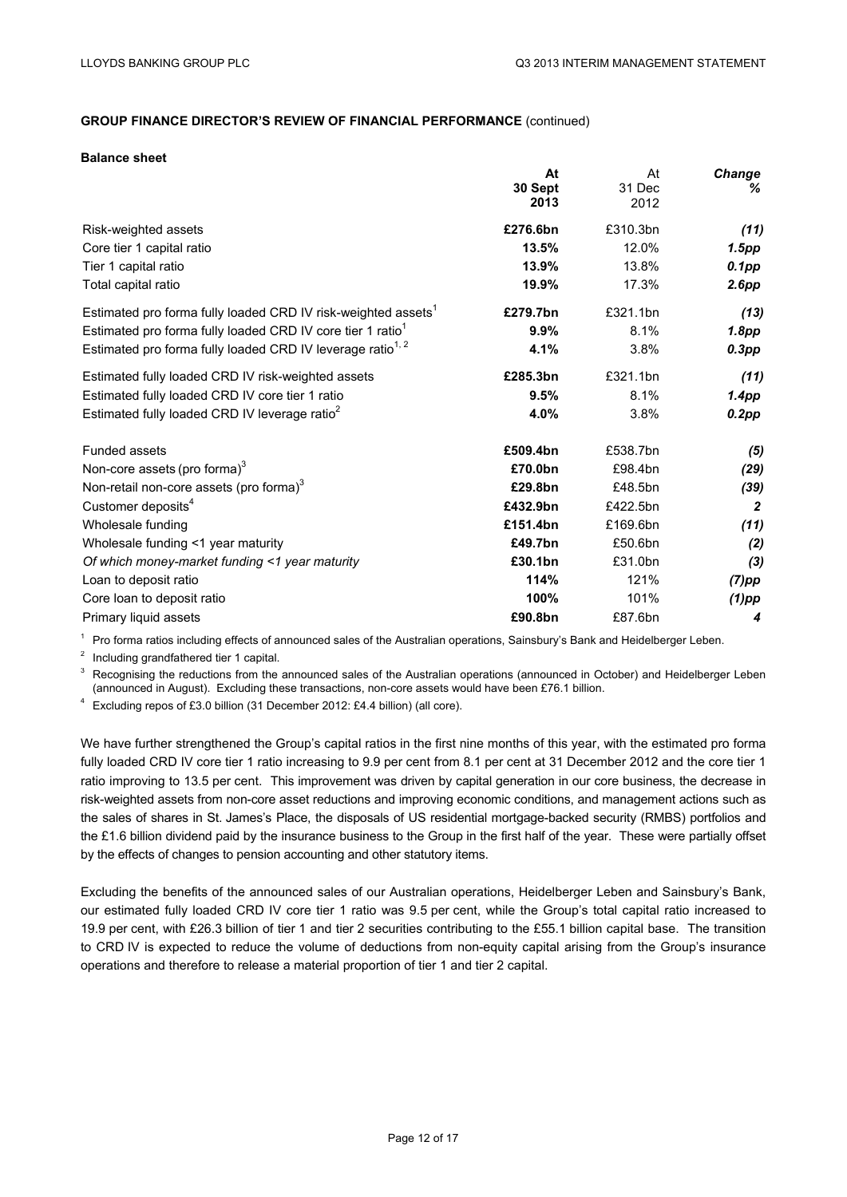**GROUP FINANCE DIRECTOR'S REVIEW OF FINANCIAL PERFORMANCE** (continued)

**Balance sheet**

| | At 30 Sept 2013 | At 31 Dec 2012 | *Change %* |
|---|---|---|---|
| Risk-weighted assets | **£276.6bn** | £310.3bn | *(11)* |
| Core tier 1 capital ratio | **13.5%** | 12.0% | *1.5pp* |
| Tier 1 capital ratio | **13.9%** | 13.8% | *0.1pp* |
| Total capital ratio | **19.9%** | 17.3% | *2.6pp* |
| Estimated pro forma fully loaded CRD IV risk-weighted assets[1] | **£279.7bn** | £321.1bn | *(13)* |
| Estimated pro forma fully loaded CRD IV core tier 1 ratio[1] | **9.9%** | 8.1% | *1.8pp* |
| Estimated pro forma fully loaded CRD IV leverage ratio[1, 2] | **4.1%** | 3.8% | *0.3pp* |
| Estimated fully loaded CRD IV risk-weighted assets | **£285.3bn** | £321.1bn | *(11)* |
| Estimated fully loaded CRD IV core tier 1 ratio | **9.5%** | 8.1% | *1.4pp* |
| Estimated fully loaded CRD IV leverage ratio[2] | **4.0%** | 3.8% | *0.2pp* |
| Funded assets | **£509.4bn** | £538.7bn | *(5)* |
| Non-core assets (pro forma)[3] | **£70.0bn** | £98.4bn | *(29)* |
| Non-retail non-core assets (pro forma)[3] | **£29.8bn** | £48.5bn | *(39)* |
| Customer deposits[4] | **£432.9bn** | £422.5bn | *2* |
| Wholesale funding | **£151.4bn** | £169.6bn | *(11)* |
| Wholesale funding <1 year maturity | **£49.7bn** | £50.6bn | *(2)* |
| *Of which money-market funding <1 year maturity* | **£30.1bn** | £31.0bn | *(3)* |
| Loan to deposit ratio | **114%** | 121% | *(7)pp* |
| Core loan to deposit ratio | **100%** | 101% | *(1)pp* |
| Primary liquid assets | **£90.8bn** | £87.6bn | *4* |

[1] Pro forma ratios including effects of announced sales of the Australian operations, Sainsbury's Bank and Heidelberger Leben.

[2] Including grandfathered tier 1 capital.

[3] Recognising the reductions from the announced sales of the Australian operations (announced in October) and Heidelberger Leben (announced in August). Excluding these transactions, non-core assets would have been £76.1 billion.

[4] Excluding repos of £3.0 billion (31 December 2012: £4.4 billion) (all core).

We have further strengthened the Group's capital ratios in the first nine months of this year, with the estimated pro forma fully loaded CRD IV core tier 1 ratio increasing to 9.9 per cent from 8.1 per cent at 31 December 2012 and the core tier 1 ratio improving to 13.5 per cent. This improvement was driven by capital generation in our core business, the decrease in risk-weighted assets from non-core asset reductions and improving economic conditions, and management actions such as the sales of shares in St. James's Place, the disposals of US residential mortgage-backed security (RMBS) portfolios and the £1.6 billion dividend paid by the insurance business to the Group in the first half of the year. These were partially offset by the effects of changes to pension accounting and other statutory items.

Excluding the benefits of the announced sales of our Australian operations, Heidelberger Leben and Sainsbury's Bank, our estimated fully loaded CRD IV core tier 1 ratio was 9.5 per cent, while the Group's total capital ratio increased to 19.9 per cent, with £26.3 billion of tier 1 and tier 2 securities contributing to the £55.1 billion capital base. The transition to CRD IV is expected to reduce the volume of deductions from non-equity capital arising from the Group's insurance operations and therefore to release a material proportion of tier 1 and tier 2 capital.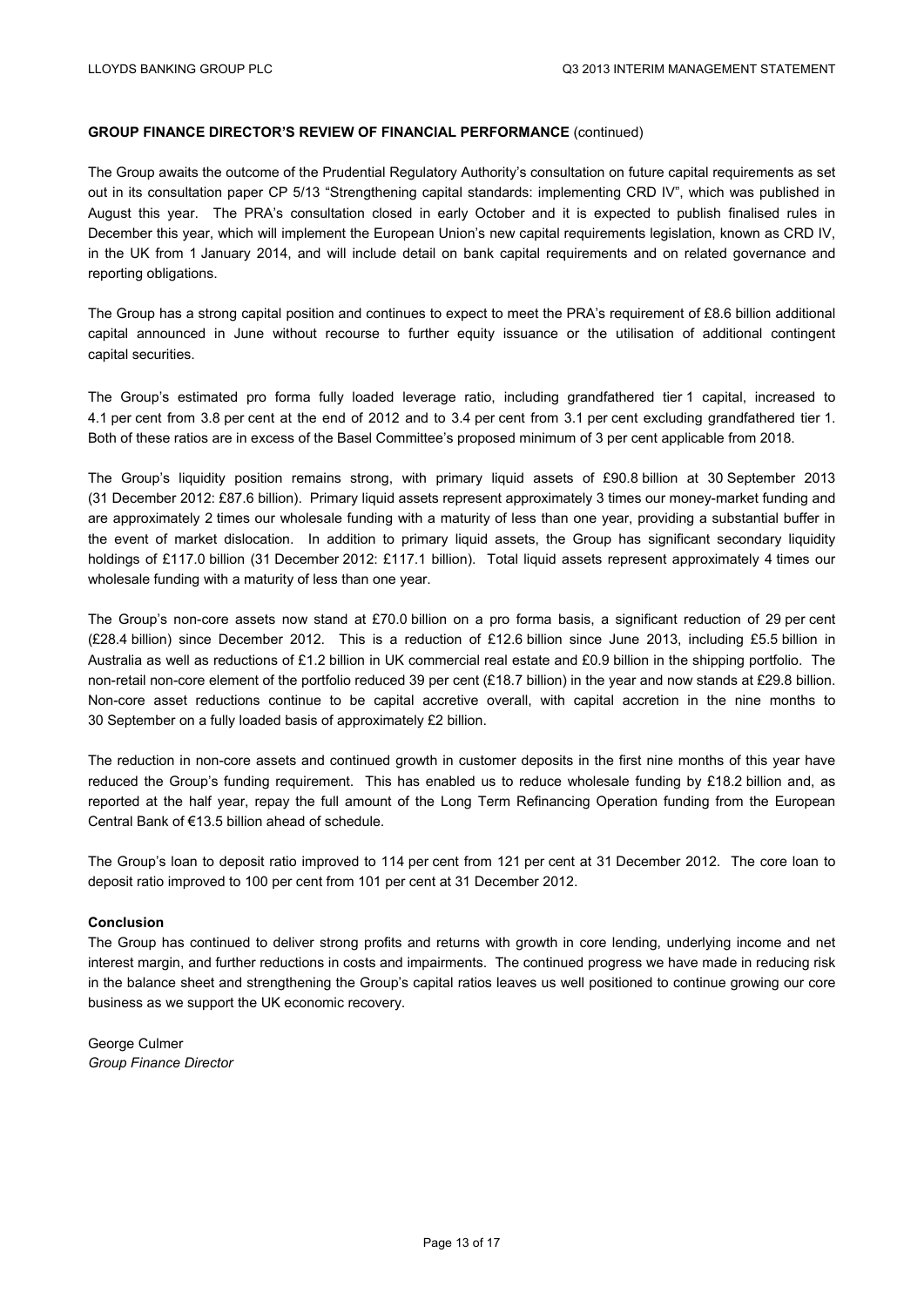**GROUP FINANCE DIRECTOR'S REVIEW OF FINANCIAL PERFORMANCE** (continued)

The Group awaits the outcome of the Prudential Regulatory Authority's consultation on future capital requirements as set out in its consultation paper CP 5/13 "Strengthening capital standards: implementing CRD IV", which was published in August this year. The PRA's consultation closed in early October and it is expected to publish finalised rules in December this year, which will implement the European Union's new capital requirements legislation, known as CRD IV, in the UK from 1 January 2014, and will include detail on bank capital requirements and on related governance and reporting obligations.

The Group has a strong capital position and continues to expect to meet the PRA's requirement of £8.6 billion additional capital announced in June without recourse to further equity issuance or the utilisation of additional contingent capital securities.

The Group's estimated pro forma fully loaded leverage ratio, including grandfathered tier 1 capital, increased to 4.1 per cent from 3.8 per cent at the end of 2012 and to 3.4 per cent from 3.1 per cent excluding grandfathered tier 1. Both of these ratios are in excess of the Basel Committee's proposed minimum of 3 per cent applicable from 2018.

The Group's liquidity position remains strong, with primary liquid assets of £90.8 billion at 30 September 2013 (31 December 2012: £87.6 billion). Primary liquid assets represent approximately 3 times our money-market funding and are approximately 2 times our wholesale funding with a maturity of less than one year, providing a substantial buffer in the event of market dislocation. In addition to primary liquid assets, the Group has significant secondary liquidity holdings of £117.0 billion (31 December 2012: £117.1 billion). Total liquid assets represent approximately 4 times our wholesale funding with a maturity of less than one year.

The Group's non-core assets now stand at £70.0 billion on a pro forma basis, a significant reduction of 29 per cent (£28.4 billion) since December 2012. This is a reduction of £12.6 billion since June 2013, including £5.5 billion in Australia as well as reductions of £1.2 billion in UK commercial real estate and £0.9 billion in the shipping portfolio. The non-retail non-core element of the portfolio reduced 39 per cent (£18.7 billion) in the year and now stands at £29.8 billion. Non-core asset reductions continue to be capital accretive overall, with capital accretion in the nine months to 30 September on a fully loaded basis of approximately £2 billion.

The reduction in non-core assets and continued growth in customer deposits in the first nine months of this year have reduced the Group's funding requirement. This has enabled us to reduce wholesale funding by £18.2 billion and, as reported at the half year, repay the full amount of the Long Term Refinancing Operation funding from the European Central Bank of €13.5 billion ahead of schedule.

The Group's loan to deposit ratio improved to 114 per cent from 121 per cent at 31 December 2012. The core loan to deposit ratio improved to 100 per cent from 101 per cent at 31 December 2012.

**Conclusion**

The Group has continued to deliver strong profits and returns with growth in core lending, underlying income and net interest margin, and further reductions in costs and impairments. The continued progress we have made in reducing risk in the balance sheet and strengthening the Group's capital ratios leaves us well positioned to continue growing our core business as we support the UK economic recovery.

George Culmer
*Group Finance Director*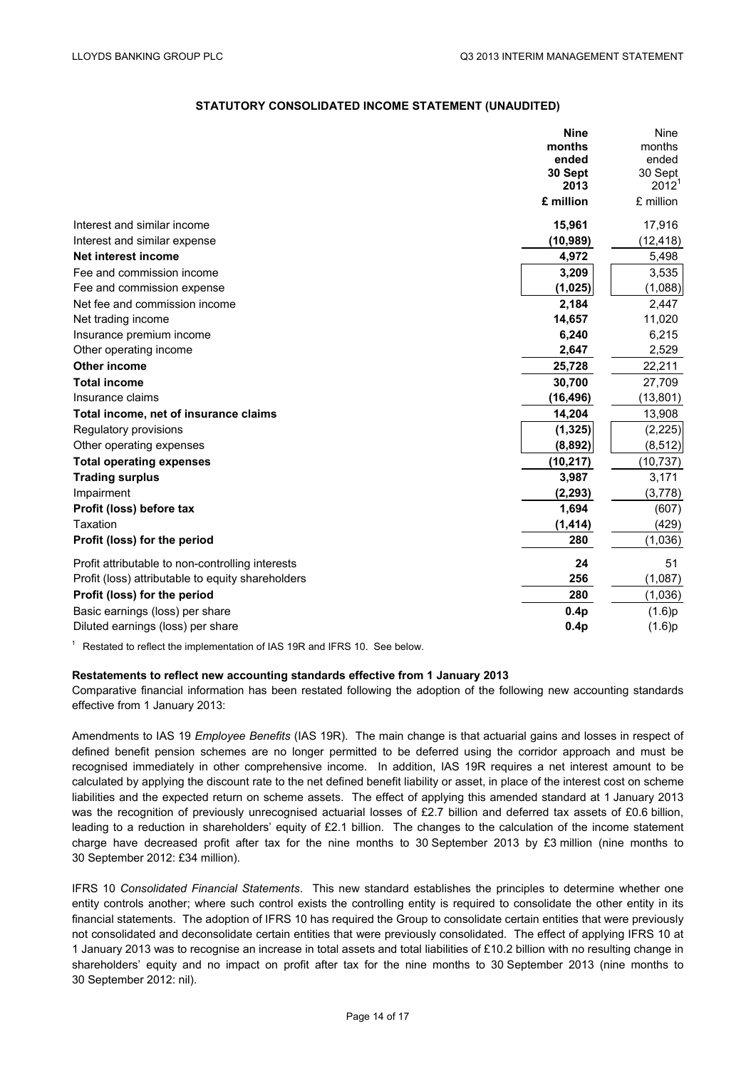## STATUTORY CONSOLIDATED INCOME STATEMENT (UNAUDITED)

| | Nine months ended 30 Sept 2013 £ million | Nine months ended 30 Sept 2012[1] £ million |
|---|---|---|
| Interest and similar income | **15,961** | 17,916 |
| Interest and similar expense | **(10,989)** | (12,418) |
| **Net interest income** | **4,972** | 5,498 |
| Fee and commission income | **3,209** | 3,535 |
| Fee and commission expense | **(1,025)** | (1,088) |
| Net fee and commission income | **2,184** | 2,447 |
| Net trading income | **14,657** | 11,020 |
| Insurance premium income | **6,240** | 6,215 |
| Other operating income | **2,647** | 2,529 |
| **Other income** | **25,728** | 22,211 |
| **Total income** | **30,700** | 27,709 |
| Insurance claims | **(16,496)** | (13,801) |
| **Total income, net of insurance claims** | **14,204** | 13,908 |
| Regulatory provisions | **(1,325)** | (2,225) |
| Other operating expenses | **(8,892)** | (8,512) |
| **Total operating expenses** | **(10,217)** | (10,737) |
| **Trading surplus** | **3,987** | 3,171 |
| Impairment | **(2,293)** | (3,778) |
| **Profit (loss) before tax** | **1,694** | (607) |
| Taxation | **(1,414)** | (429) |
| **Profit (loss) for the period** | **280** | (1,036) |
| Profit attributable to non-controlling interests | **24** | 51 |
| Profit (loss) attributable to equity shareholders | **256** | (1,087) |
| **Profit (loss) for the period** | **280** | (1,036) |
| Basic earnings (loss) per share | **0.4p** | (1.6)p |
| Diluted earnings (loss) per share | **0.4p** | (1.6)p |

[1] Restated to reflect the implementation of IAS 19R and IFRS 10. See below.

**Restatements to reflect new accounting standards effective from 1 January 2013**

Comparative financial information has been restated following the adoption of the following new accounting standards effective from 1 January 2013:

Amendments to IAS 19 *Employee Benefits* (IAS 19R). The main change is that actuarial gains and losses in respect of defined benefit pension schemes are no longer permitted to be deferred using the corridor approach and must be recognised immediately in other comprehensive income. In addition, IAS 19R requires a net interest amount to be calculated by applying the discount rate to the net defined benefit liability or asset, in place of the interest cost on scheme liabilities and the expected return on scheme assets. The effect of applying this amended standard at 1 January 2013 was the recognition of previously unrecognised actuarial losses of £2.7 billion and deferred tax assets of £0.6 billion, leading to a reduction in shareholders' equity of £2.1 billion. The changes to the calculation of the income statement charge have decreased profit after tax for the nine months to 30 September 2013 by £3 million (nine months to 30 September 2012: £34 million).

IFRS 10 *Consolidated Financial Statements*. This new standard establishes the principles to determine whether one entity controls another; where such control exists the controlling entity is required to consolidate the other entity in its financial statements. The adoption of IFRS 10 has required the Group to consolidate certain entities that were previously not consolidated and deconsolidate certain entities that were previously consolidated. The effect of applying IFRS 10 at 1 January 2013 was to recognise an increase in total assets and total liabilities of £10.2 billion with no resulting change in shareholders' equity and no impact on profit after tax for the nine months to 30 September 2013 (nine months to 30 September 2012: nil).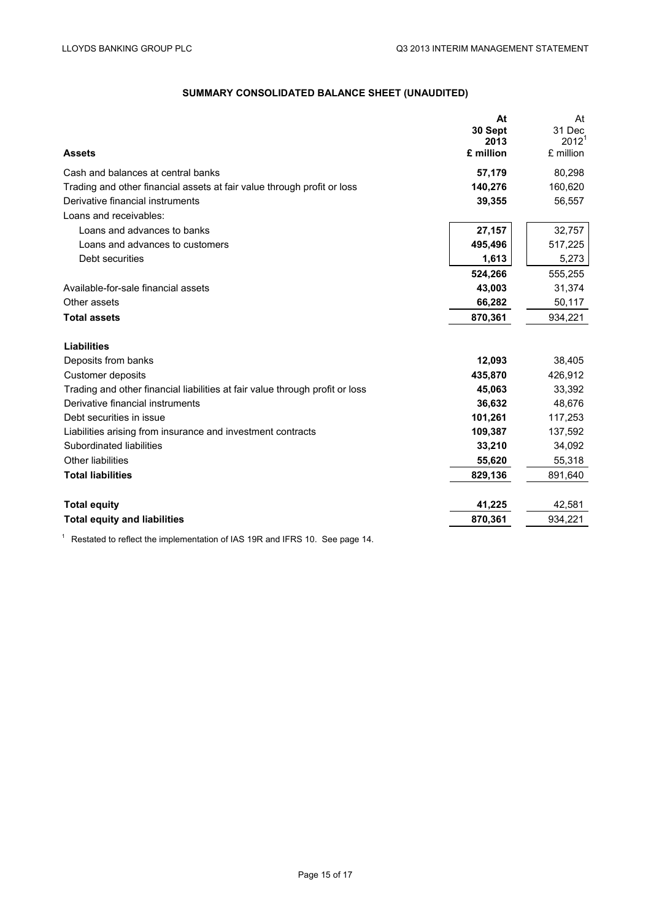## SUMMARY CONSOLIDATED BALANCE SHEET (UNAUDITED)

| **Assets** | **At 30 Sept 2013 £ million** | At 31 Dec 2012[1] £ million |
|---|---|---|
| Cash and balances at central banks | **57,179** | 80,298 |
| Trading and other financial assets at fair value through profit or loss | **140,276** | 160,620 |
| Derivative financial instruments | **39,355** | 56,557 |
| Loans and receivables: | | |
| Loans and advances to banks | **27,157** | 32,757 |
| Loans and advances to customers | **495,496** | 517,225 |
| Debt securities | **1,613** | 5,273 |
| | **524,266** | 555,255 |
| Available-for-sale financial assets | **43,003** | 31,374 |
| Other assets | **66,282** | 50,117 |
| **Total assets** | **870,361** | 934,221 |
| | | |
| **Liabilities** | | |
| Deposits from banks | **12,093** | 38,405 |
| Customer deposits | **435,870** | 426,912 |
| Trading and other financial liabilities at fair value through profit or loss | **45,063** | 33,392 |
| Derivative financial instruments | **36,632** | 48,676 |
| Debt securities in issue | **101,261** | 117,253 |
| Liabilities arising from insurance and investment contracts | **109,387** | 137,592 |
| Subordinated liabilities | **33,210** | 34,092 |
| Other liabilities | **55,620** | 55,318 |
| **Total liabilities** | **829,136** | 891,640 |
| | | |
| **Total equity** | **41,225** | 42,581 |
| **Total equity and liabilities** | **870,361** | 934,221 |

[1] Restated to reflect the implementation of IAS 19R and IFRS 10. See page 14.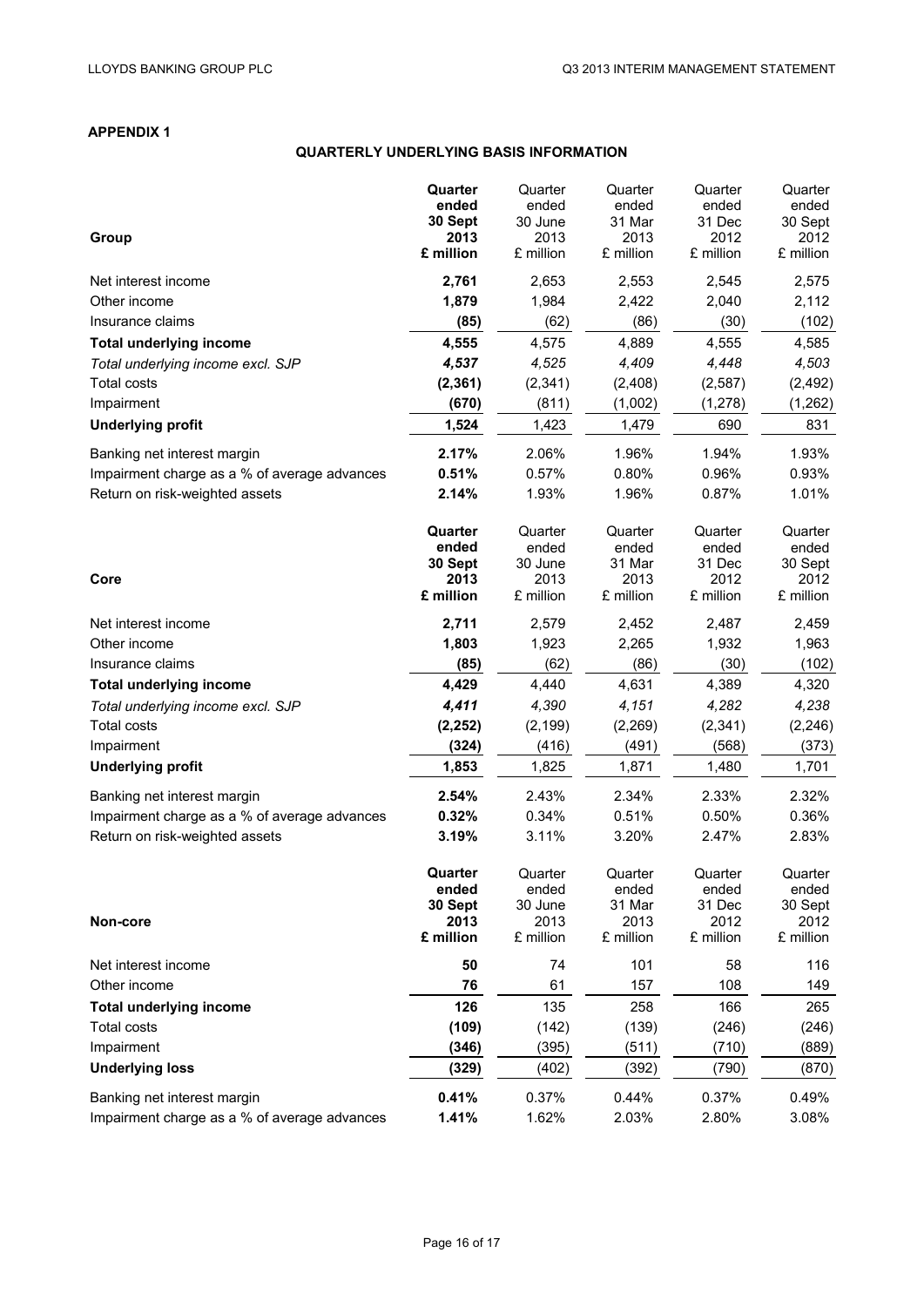## APPENDIX 1

### QUARTERLY UNDERLYING BASIS INFORMATION

| Group | **Quarter ended 30 Sept 2013 £ million** | Quarter ended 30 June 2013 £ million | Quarter ended 31 Mar 2013 £ million | Quarter ended 31 Dec 2012 £ million | Quarter ended 30 Sept 2012 £ million |
|---|---|---|---|---|---|
| Net interest income | **2,761** | 2,653 | 2,553 | 2,545 | 2,575 |
| Other income | **1,879** | 1,984 | 2,422 | 2,040 | 2,112 |
| Insurance claims | **(85)** | (62) | (86) | (30) | (102) |
| **Total underlying income** | **4,555** | 4,575 | 4,889 | 4,555 | 4,585 |
| *Total underlying income excl. SJP* | ***4,537*** | *4,525* | *4,409* | *4,448* | *4,503* |
| Total costs | **(2,361)** | (2,341) | (2,408) | (2,587) | (2,492) |
| Impairment | **(670)** | (811) | (1,002) | (1,278) | (1,262) |
| **Underlying profit** | **1,524** | 1,423 | 1,479 | 690 | 831 |
| Banking net interest margin | **2.17%** | 2.06% | 1.96% | 1.94% | 1.93% |
| Impairment charge as a % of average advances | **0.51%** | 0.57% | 0.80% | 0.96% | 0.93% |
| Return on risk-weighted assets | **2.14%** | 1.93% | 1.96% | 0.87% | 1.01% |

| Core | **Quarter ended 30 Sept 2013 £ million** | Quarter ended 30 June 2013 £ million | Quarter ended 31 Mar 2013 £ million | Quarter ended 31 Dec 2012 £ million | Quarter ended 30 Sept 2012 £ million |
|---|---|---|---|---|---|
| Net interest income | **2,711** | 2,579 | 2,452 | 2,487 | 2,459 |
| Other income | **1,803** | 1,923 | 2,265 | 1,932 | 1,963 |
| Insurance claims | **(85)** | (62) | (86) | (30) | (102) |
| **Total underlying income** | **4,429** | 4,440 | 4,631 | 4,389 | 4,320 |
| *Total underlying income excl. SJP* | ***4,411*** | *4,390* | *4,151* | *4,282* | *4,238* |
| Total costs | **(2,252)** | (2,199) | (2,269) | (2,341) | (2,246) |
| Impairment | **(324)** | (416) | (491) | (568) | (373) |
| **Underlying profit** | **1,853** | 1,825 | 1,871 | 1,480 | 1,701 |
| Banking net interest margin | **2.54%** | 2.43% | 2.34% | 2.33% | 2.32% |
| Impairment charge as a % of average advances | **0.32%** | 0.34% | 0.51% | 0.50% | 0.36% |
| Return on risk-weighted assets | **3.19%** | 3.11% | 3.20% | 2.47% | 2.83% |

| Non-core | **Quarter ended 30 Sept 2013 £ million** | Quarter ended 30 June 2013 £ million | Quarter ended 31 Mar 2013 £ million | Quarter ended 31 Dec 2012 £ million | Quarter ended 30 Sept 2012 £ million |
|---|---|---|---|---|---|
| Net interest income | **50** | 74 | 101 | 58 | 116 |
| Other income | **76** | 61 | 157 | 108 | 149 |
| **Total underlying income** | **126** | 135 | 258 | 166 | 265 |
| Total costs | **(109)** | (142) | (139) | (246) | (246) |
| Impairment | **(346)** | (395) | (511) | (710) | (889) |
| **Underlying loss** | **(329)** | (402) | (392) | (790) | (870) |
| Banking net interest margin | **0.41%** | 0.37% | 0.44% | 0.37% | 0.49% |
| Impairment charge as a % of average advances | **1.41%** | 1.62% | 2.03% | 2.80% | 3.08% |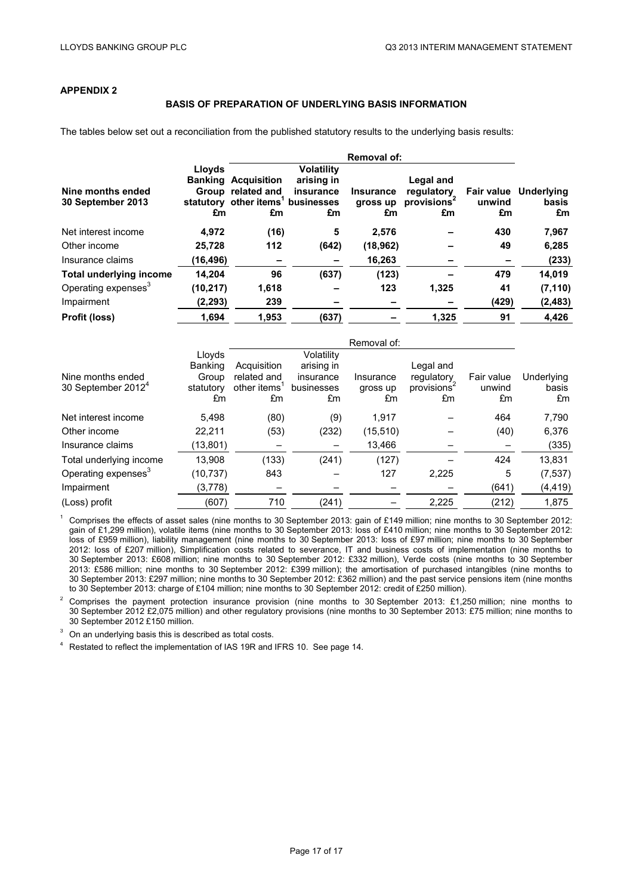## APPENDIX 2

### BASIS OF PREPARATION OF UNDERLYING BASIS INFORMATION

The tables below set out a reconciliation from the published statutory results to the underlying basis results:

| | | Removal of: | | | | | |
|---|---|---|---|---|---|---|---|
| **Nine months ended 30 September 2013** | **Lloyds Banking Group statutory £m** | **Acquisition related and other items[1] £m** | **Volatility arising in insurance businesses £m** | **Insurance gross up £m** | **Legal and regulatory provisions[2] £m** | **Fair value unwind £m** | **Underlying basis £m** |
| Net interest income | **4,972** | **(16)** | **5** | **2,576** | **–** | **430** | **7,967** |
| Other income | **25,728** | **112** | **(642)** | **(18,962)** | **–** | **49** | **6,285** |
| Insurance claims | **(16,496)** | **–** | **–** | **16,263** | **–** | **–** | **(233)** |
| **Total underlying income** | **14,204** | **96** | **(637)** | **(123)** | **–** | **479** | **14,019** |
| Operating expenses[3] | **(10,217)** | **1,618** | **–** | **123** | **1,325** | **41** | **(7,110)** |
| Impairment | **(2,293)** | **239** | **–** | **–** | **–** | **(429)** | **(2,483)** |
| **Profit (loss)** | **1,694** | **1,953** | **(637)** | **–** | **1,325** | **91** | **4,426** |

| | | Removal of: | | | | | |
|---|---|---|---|---|---|---|---|
| Nine months ended 30 September 2012[4] | Lloyds Banking Group statutory £m | Acquisition related and other items[1] £m | Volatility arising in insurance businesses £m | Insurance gross up £m | Legal and regulatory provisions[2] £m | Fair value unwind £m | Underlying basis £m |
| Net interest income | 5,498 | (80) | (9) | 1,917 | – | 464 | 7,790 |
| Other income | 22,211 | (53) | (232) | (15,510) | – | (40) | 6,376 |
| Insurance claims | (13,801) | – | – | 13,466 | – | – | (335) |
| Total underlying income | 13,908 | (133) | (241) | (127) | – | 424 | 13,831 |
| Operating expenses[3] | (10,737) | 843 | – | 127 | 2,225 | 5 | (7,537) |
| Impairment | (3,778) | – | – | – | – | (641) | (4,419) |
| (Loss) profit | (607) | 710 | (241) | – | 2,225 | (212) | 1,875 |

[1] Comprises the effects of asset sales (nine months to 30 September 2013: gain of £149 million; nine months to 30 September 2012: gain of £1,299 million), volatile items (nine months to 30 September 2013: loss of £410 million; nine months to 30 September 2012: loss of £959 million), liability management (nine months to 30 September 2013: loss of £97 million; nine months to 30 September 2012: loss of £207 million), Simplification costs related to severance, IT and business costs of implementation (nine months to 30 September 2013: £608 million; nine months to 30 September 2012: £332 million), Verde costs (nine months to 30 September 2013: £586 million; nine months to 30 September 2012: £399 million); the amortisation of purchased intangibles (nine months to 30 September 2013: £297 million; nine months to 30 September 2012: £362 million) and the past service pensions item (nine months to 30 September 2013: charge of £104 million; nine months to 30 September 2012: credit of £250 million).

[2] Comprises the payment protection insurance provision (nine months to 30 September 2013: £1,250 million; nine months to 30 September 2012 £2,075 million) and other regulatory provisions (nine months to 30 September 2013: £75 million; nine months to 30 September 2012 £150 million.

[3] On an underlying basis this is described as total costs.

[4] Restated to reflect the implementation of IAS 19R and IFRS 10. See page 14.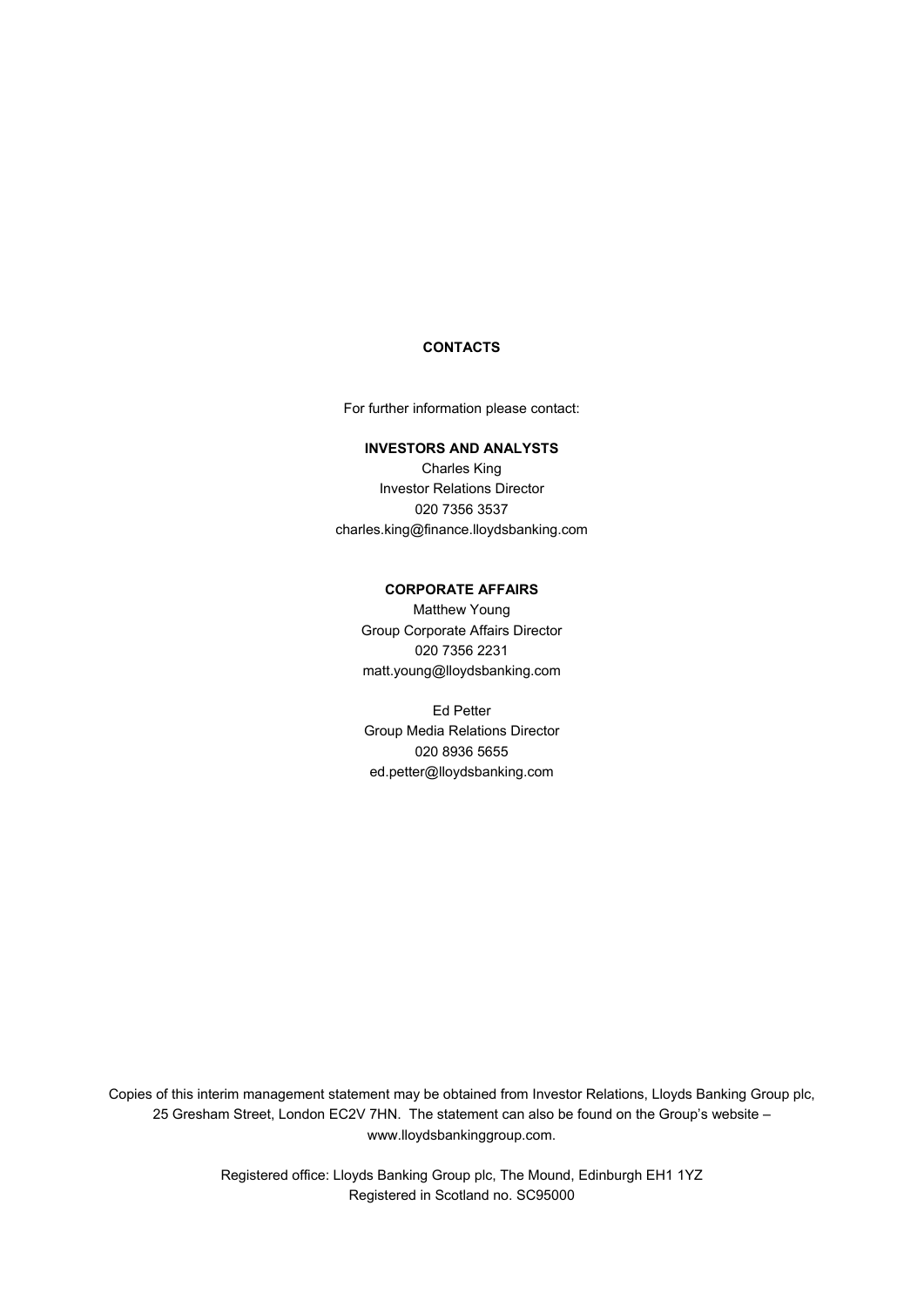## CONTACTS

For further information please contact:

**INVESTORS AND ANALYSTS**

Charles King
Investor Relations Director
020 7356 3537
charles.king@finance.lloydsbanking.com

**CORPORATE AFFAIRS**

Matthew Young
Group Corporate Affairs Director
020 7356 2231
matt.young@lloydsbanking.com

Ed Petter
Group Media Relations Director
020 8936 5655
ed.petter@lloydsbanking.com

Copies of this interim management statement may be obtained from Investor Relations, Lloyds Banking Group plc, 25 Gresham Street, London EC2V 7HN. The statement can also be found on the Group's website – www.lloydsbankinggroup.com.

Registered office: Lloyds Banking Group plc, The Mound, Edinburgh EH1 1YZ
Registered in Scotland no. SC95000